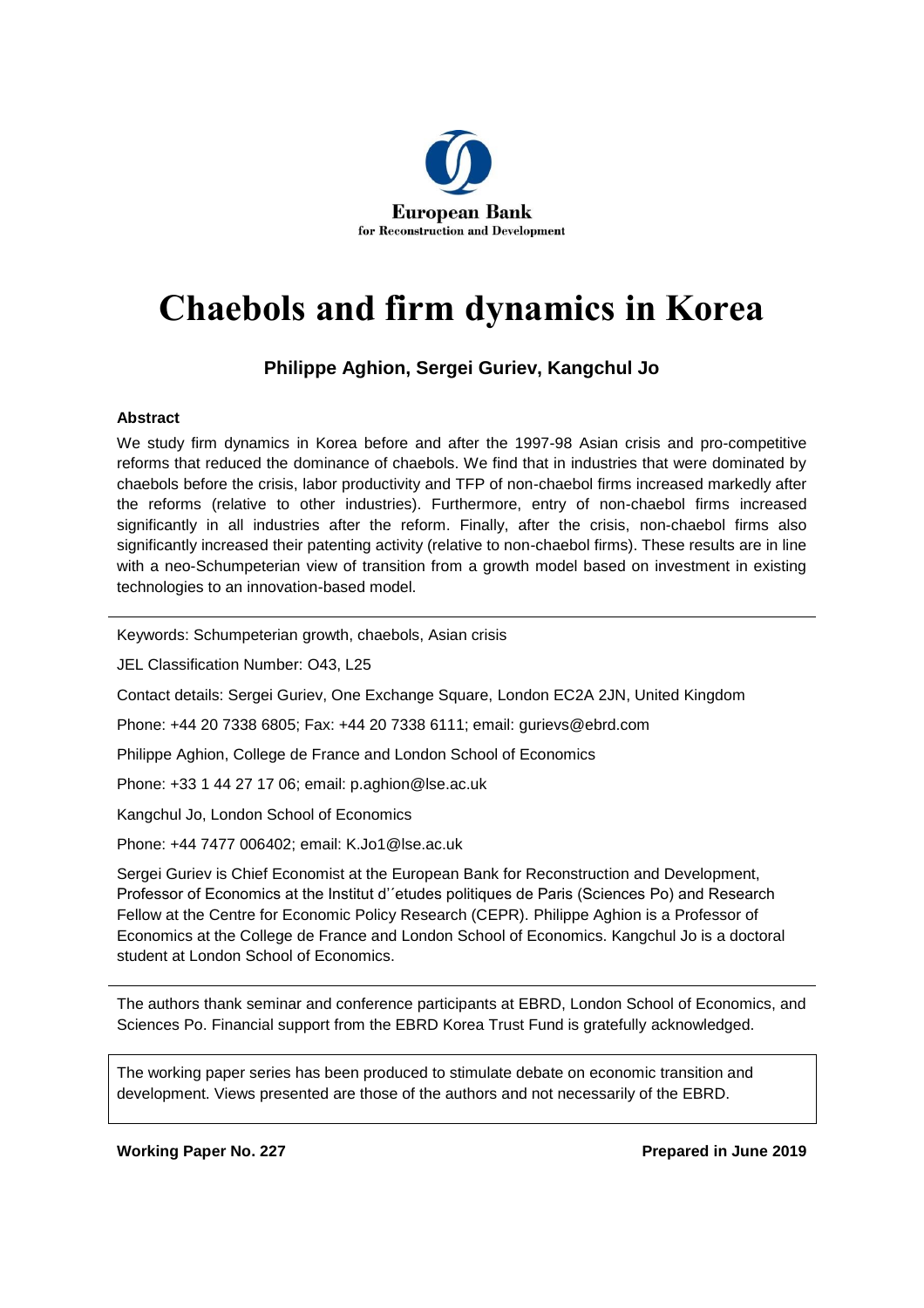European Bank
for Reconstruction and Development

# Chaebols and firm dynamics in Korea

**Philippe Aghion, Sergei Guriev, Kangchul Jo**

### Abstract

We study firm dynamics in Korea before and after the 1997-98 Asian crisis and pro-competitive reforms that reduced the dominance of chaebols. We find that in industries that were dominated by chaebols before the crisis, labor productivity and TFP of non-chaebol firms increased markedly after the reforms (relative to other industries). Furthermore, entry of non-chaebol firms increased significantly in all industries after the reform. Finally, after the crisis, non-chaebol firms also significantly increased their patenting activity (relative to non-chaebol firms). These results are in line with a neo-Schumpeterian view of transition from a growth model based on investment in existing technologies to an innovation-based model.

---

Keywords: Schumpeterian growth, chaebols, Asian crisis

JEL Classification Number: O43, L25

Contact details: Sergei Guriev, One Exchange Square, London EC2A 2JN, United Kingdom

Phone: +44 20 7338 6805; Fax: +44 20 7338 6111; email: gurievs@ebrd.com

Philippe Aghion, College de France and London School of Economics

Phone: +33 1 44 27 17 06; email: p.aghion@lse.ac.uk

Kangchul Jo, London School of Economics

Phone: +44 7477 006402; email: K.Jo1@lse.ac.uk

Sergei Guriev is Chief Economist at the European Bank for Reconstruction and Development, Professor of Economics at the Institut d'´etudes politiques de Paris (Sciences Po) and Research Fellow at the Centre for Economic Policy Research (CEPR). Philippe Aghion is a Professor of Economics at the College de France and London School of Economics. Kangchul Jo is a doctoral student at London School of Economics.

---

The authors thank seminar and conference participants at EBRD, London School of Economics, and Sciences Po. Financial support from the EBRD Korea Trust Fund is gratefully acknowledged.

The working paper series has been produced to stimulate debate on economic transition and development. Views presented are those of the authors and not necessarily of the EBRD.

**Working Paper No. 227** **Prepared in June 2019**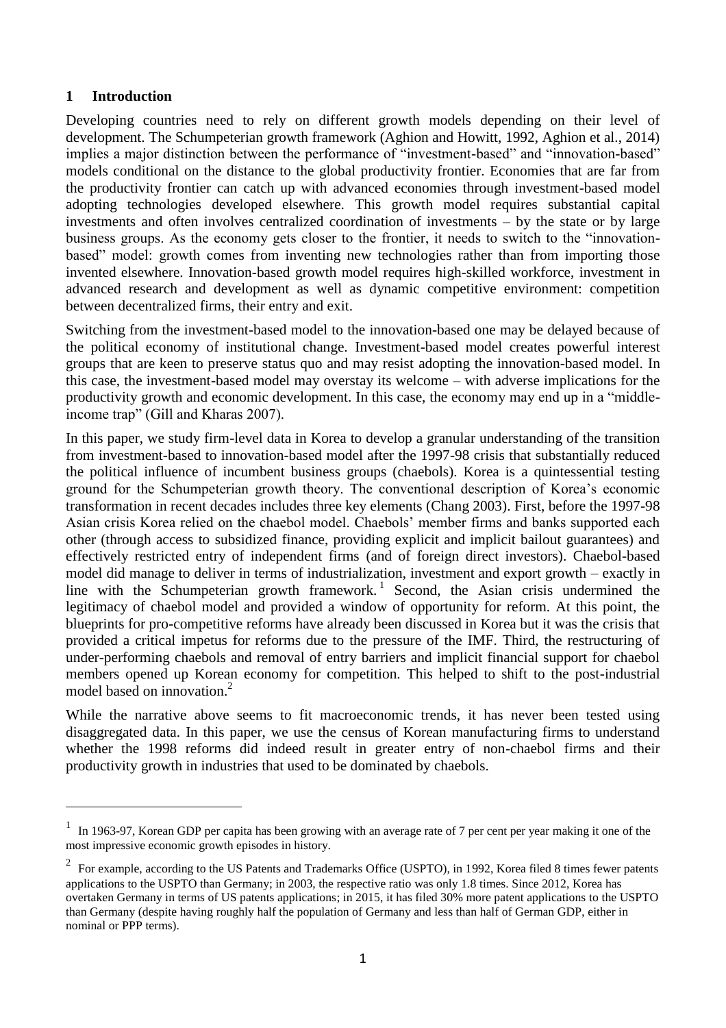# 1 Introduction

Developing countries need to rely on different growth models depending on their level of development. The Schumpeterian growth framework (Aghion and Howitt, 1992, Aghion et al., 2014) implies a major distinction between the performance of "investment-based" and "innovation-based" models conditional on the distance to the global productivity frontier. Economies that are far from the productivity frontier can catch up with advanced economies through investment-based model adopting technologies developed elsewhere. This growth model requires substantial capital investments and often involves centralized coordination of investments – by the state or by large business groups. As the economy gets closer to the frontier, it needs to switch to the "innovation-based" model: growth comes from inventing new technologies rather than from importing those invented elsewhere. Innovation-based growth model requires high-skilled workforce, investment in advanced research and development as well as dynamic competitive environment: competition between decentralized firms, their entry and exit.

Switching from the investment-based model to the innovation-based one may be delayed because of the political economy of institutional change. Investment-based model creates powerful interest groups that are keen to preserve status quo and may resist adopting the innovation-based model. In this case, the investment-based model may overstay its welcome – with adverse implications for the productivity growth and economic development. In this case, the economy may end up in a "middle-income trap" (Gill and Kharas 2007).

In this paper, we study firm-level data in Korea to develop a granular understanding of the transition from investment-based to innovation-based model after the 1997-98 crisis that substantially reduced the political influence of incumbent business groups (chaebols). Korea is a quintessential testing ground for the Schumpeterian growth theory. The conventional description of Korea's economic transformation in recent decades includes three key elements (Chang 2003). First, before the 1997-98 Asian crisis Korea relied on the chaebol model. Chaebols' member firms and banks supported each other (through access to subsidized finance, providing explicit and implicit bailout guarantees) and effectively restricted entry of independent firms (and of foreign direct investors). Chaebol-based model did manage to deliver in terms of industrialization, investment and export growth – exactly in line with the Schumpeterian growth framework.[1] Second, the Asian crisis undermined the legitimacy of chaebol model and provided a window of opportunity for reform. At this point, the blueprints for pro-competitive reforms have already been discussed in Korea but it was the crisis that provided a critical impetus for reforms due to the pressure of the IMF. Third, the restructuring of under-performing chaebols and removal of entry barriers and implicit financial support for chaebol members opened up Korean economy for competition. This helped to shift to the post-industrial model based on innovation.[2]

While the narrative above seems to fit macroeconomic trends, it has never been tested using disaggregated data. In this paper, we use the census of Korean manufacturing firms to understand whether the 1998 reforms did indeed result in greater entry of non-chaebol firms and their productivity growth in industries that used to be dominated by chaebols.

---

[1] In 1963-97, Korean GDP per capita has been growing with an average rate of 7 per cent per year making it one of the most impressive economic growth episodes in history.

[2] For example, according to the US Patents and Trademarks Office (USPTO), in 1992, Korea filed 8 times fewer patents applications to the USPTO than Germany; in 2003, the respective ratio was only 1.8 times. Since 2012, Korea has overtaken Germany in terms of US patents applications; in 2015, it has filed 30% more patent applications to the USPTO than Germany (despite having roughly half the population of Germany and less than half of German GDP, either in nominal or PPP terms).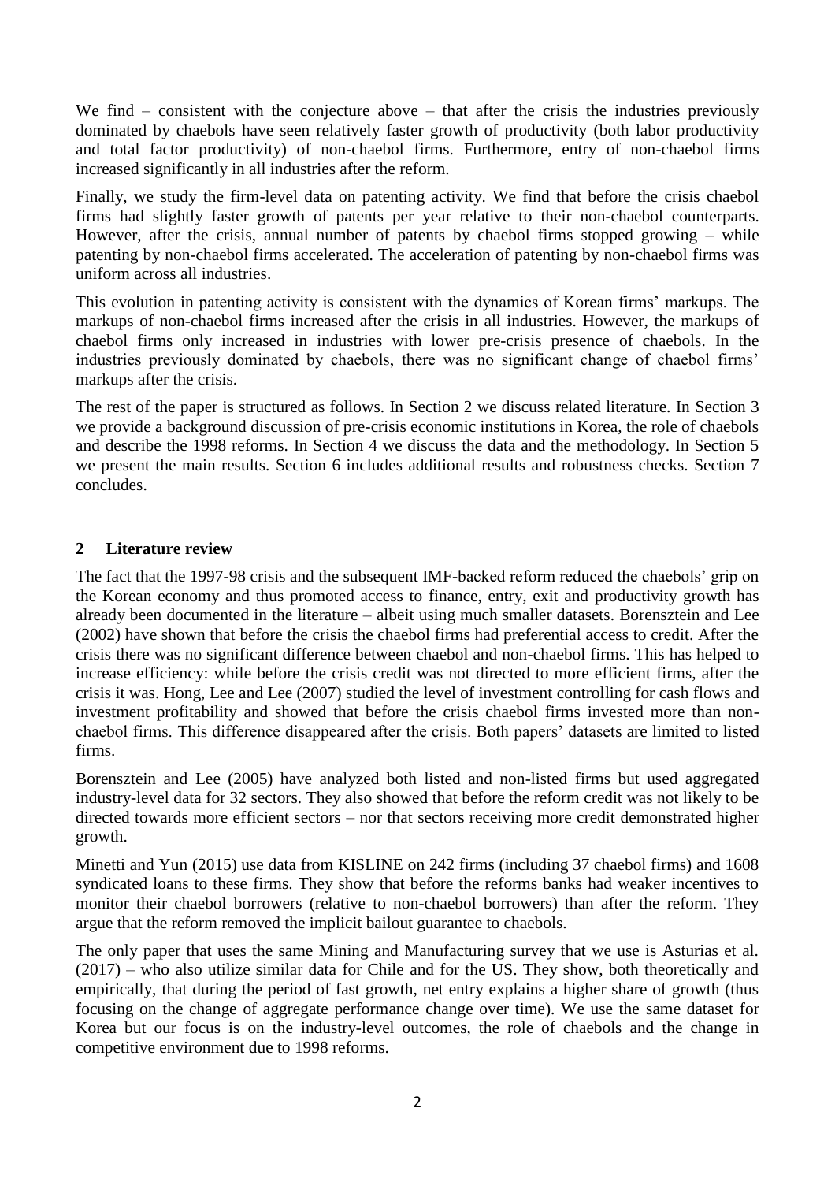We find – consistent with the conjecture above – that after the crisis the industries previously dominated by chaebols have seen relatively faster growth of productivity (both labor productivity and total factor productivity) of non-chaebol firms. Furthermore, entry of non-chaebol firms increased significantly in all industries after the reform.

Finally, we study the firm-level data on patenting activity. We find that before the crisis chaebol firms had slightly faster growth of patents per year relative to their non-chaebol counterparts. However, after the crisis, annual number of patents by chaebol firms stopped growing – while patenting by non-chaebol firms accelerated. The acceleration of patenting by non-chaebol firms was uniform across all industries.

This evolution in patenting activity is consistent with the dynamics of Korean firms' markups. The markups of non-chaebol firms increased after the crisis in all industries. However, the markups of chaebol firms only increased in industries with lower pre-crisis presence of chaebols. In the industries previously dominated by chaebols, there was no significant change of chaebol firms' markups after the crisis.

The rest of the paper is structured as follows. In Section 2 we discuss related literature. In Section 3 we provide a background discussion of pre-crisis economic institutions in Korea, the role of chaebols and describe the 1998 reforms. In Section 4 we discuss the data and the methodology. In Section 5 we present the main results. Section 6 includes additional results and robustness checks. Section 7 concludes.

## 2 Literature review

The fact that the 1997-98 crisis and the subsequent IMF-backed reform reduced the chaebols' grip on the Korean economy and thus promoted access to finance, entry, exit and productivity growth has already been documented in the literature – albeit using much smaller datasets. Borensztein and Lee (2002) have shown that before the crisis the chaebol firms had preferential access to credit. After the crisis there was no significant difference between chaebol and non-chaebol firms. This has helped to increase efficiency: while before the crisis credit was not directed to more efficient firms, after the crisis it was. Hong, Lee and Lee (2007) studied the level of investment controlling for cash flows and investment profitability and showed that before the crisis chaebol firms invested more than non-chaebol firms. This difference disappeared after the crisis. Both papers' datasets are limited to listed firms.

Borensztein and Lee (2005) have analyzed both listed and non-listed firms but used aggregated industry-level data for 32 sectors. They also showed that before the reform credit was not likely to be directed towards more efficient sectors – nor that sectors receiving more credit demonstrated higher growth.

Minetti and Yun (2015) use data from KISLINE on 242 firms (including 37 chaebol firms) and 1608 syndicated loans to these firms. They show that before the reforms banks had weaker incentives to monitor their chaebol borrowers (relative to non-chaebol borrowers) than after the reform. They argue that the reform removed the implicit bailout guarantee to chaebols.

The only paper that uses the same Mining and Manufacturing survey that we use is Asturias et al. (2017) – who also utilize similar data for Chile and for the US. They show, both theoretically and empirically, that during the period of fast growth, net entry explains a higher share of growth (thus focusing on the change of aggregate performance change over time). We use the same dataset for Korea but our focus is on the industry-level outcomes, the role of chaebols and the change in competitive environment due to 1998 reforms.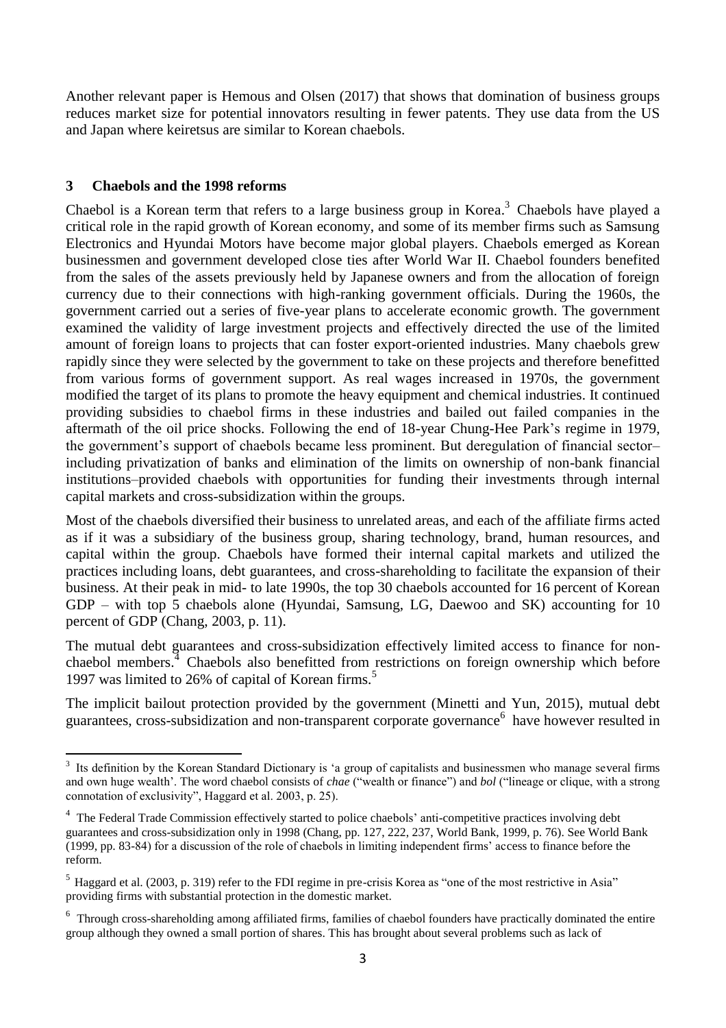Another relevant paper is Hemous and Olsen (2017) that shows that domination of business groups reduces market size for potential innovators resulting in fewer patents. They use data from the US and Japan where keiretsus are similar to Korean chaebols.

## 3 Chaebols and the 1998 reforms

Chaebol is a Korean term that refers to a large business group in Korea.[3] Chaebols have played a critical role in the rapid growth of Korean economy, and some of its member firms such as Samsung Electronics and Hyundai Motors have become major global players. Chaebols emerged as Korean businessmen and government developed close ties after World War II. Chaebol founders benefited from the sales of the assets previously held by Japanese owners and from the allocation of foreign currency due to their connections with high-ranking government officials. During the 1960s, the government carried out a series of five-year plans to accelerate economic growth. The government examined the validity of large investment projects and effectively directed the use of the limited amount of foreign loans to projects that can foster export-oriented industries. Many chaebols grew rapidly since they were selected by the government to take on these projects and therefore benefitted from various forms of government support. As real wages increased in 1970s, the government modified the target of its plans to promote the heavy equipment and chemical industries. It continued providing subsidies to chaebol firms in these industries and bailed out failed companies in the aftermath of the oil price shocks. Following the end of 18-year Chung-Hee Park's regime in 1979, the government's support of chaebols became less prominent. But deregulation of financial sector–including privatization of banks and elimination of the limits on ownership of non-bank financial institutions–provided chaebols with opportunities for funding their investments through internal capital markets and cross-subsidization within the groups.

Most of the chaebols diversified their business to unrelated areas, and each of the affiliate firms acted as if it was a subsidiary of the business group, sharing technology, brand, human resources, and capital within the group. Chaebols have formed their internal capital markets and utilized the practices including loans, debt guarantees, and cross-shareholding to facilitate the expansion of their business. At their peak in mid- to late 1990s, the top 30 chaebols accounted for 16 percent of Korean GDP – with top 5 chaebols alone (Hyundai, Samsung, LG, Daewoo and SK) accounting for 10 percent of GDP (Chang, 2003, p. 11).

The mutual debt guarantees and cross-subsidization effectively limited access to finance for non-chaebol members.[4] Chaebols also benefitted from restrictions on foreign ownership which before 1997 was limited to 26% of capital of Korean firms.[5]

The implicit bailout protection provided by the government (Minetti and Yun, 2015), mutual debt guarantees, cross-subsidization and non-transparent corporate governance[6] have however resulted in

---

[3] Its definition by the Korean Standard Dictionary is 'a group of capitalists and businessmen who manage several firms and own huge wealth'. The word chaebol consists of *chae* ("wealth or finance") and *bol* ("lineage or clique, with a strong connotation of exclusivity", Haggard et al. 2003, p. 25).

[4] The Federal Trade Commission effectively started to police chaebols' anti-competitive practices involving debt guarantees and cross-subsidization only in 1998 (Chang, pp. 127, 222, 237, World Bank, 1999, p. 76). See World Bank (1999, pp. 83-84) for a discussion of the role of chaebols in limiting independent firms' access to finance before the reform.

[5] Haggard et al. (2003, p. 319) refer to the FDI regime in pre-crisis Korea as "one of the most restrictive in Asia" providing firms with substantial protection in the domestic market.

[6] Through cross-shareholding among affiliated firms, families of chaebol founders have practically dominated the entire group although they owned a small portion of shares. This has brought about several problems such as lack of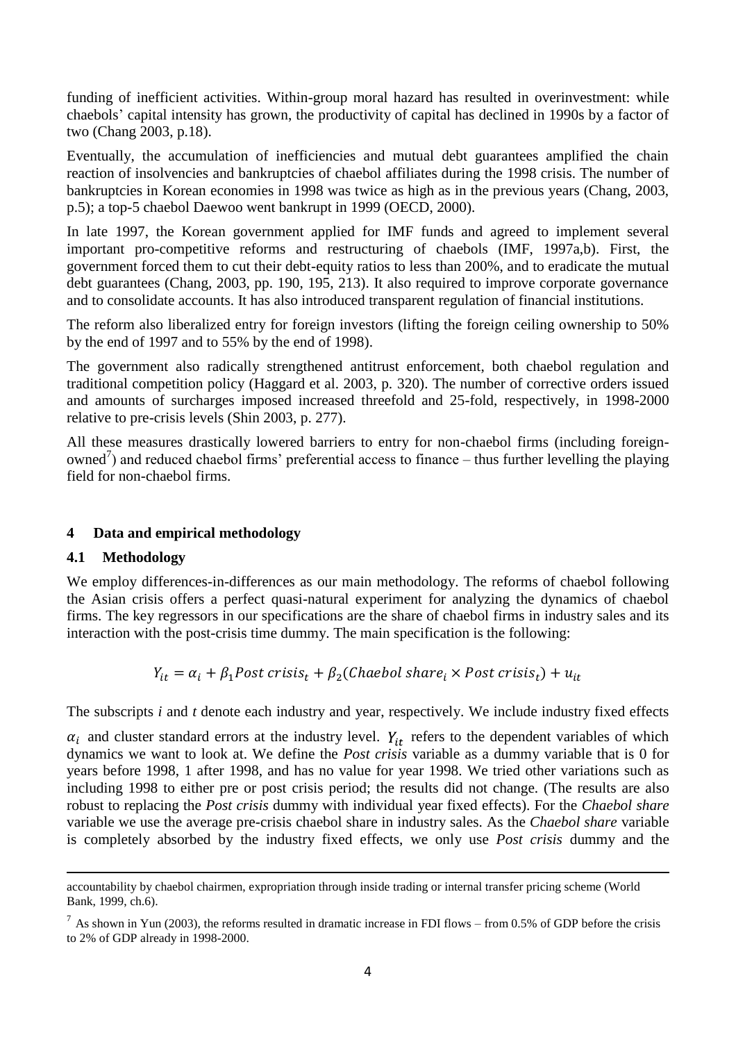funding of inefficient activities. Within-group moral hazard has resulted in overinvestment: while chaebols' capital intensity has grown, the productivity of capital has declined in 1990s by a factor of two (Chang 2003, p.18).

Eventually, the accumulation of inefficiencies and mutual debt guarantees amplified the chain reaction of insolvencies and bankruptcies of chaebol affiliates during the 1998 crisis. The number of bankruptcies in Korean economies in 1998 was twice as high as in the previous years (Chang, 2003, p.5); a top-5 chaebol Daewoo went bankrupt in 1999 (OECD, 2000).

In late 1997, the Korean government applied for IMF funds and agreed to implement several important pro-competitive reforms and restructuring of chaebols (IMF, 1997a,b). First, the government forced them to cut their debt-equity ratios to less than 200%, and to eradicate the mutual debt guarantees (Chang, 2003, pp. 190, 195, 213). It also required to improve corporate governance and to consolidate accounts. It has also introduced transparent regulation of financial institutions.

The reform also liberalized entry for foreign investors (lifting the foreign ceiling ownership to 50% by the end of 1997 and to 55% by the end of 1998).

The government also radically strengthened antitrust enforcement, both chaebol regulation and traditional competition policy (Haggard et al. 2003, p. 320). The number of corrective orders issued and amounts of surcharges imposed increased threefold and 25-fold, respectively, in 1998-2000 relative to pre-crisis levels (Shin 2003, p. 277).

All these measures drastically lowered barriers to entry for non-chaebol firms (including foreign-owned[7]) and reduced chaebol firms' preferential access to finance – thus further levelling the playing field for non-chaebol firms.

## 4 Data and empirical methodology

### 4.1 Methodology

We employ differences-in-differences as our main methodology. The reforms of chaebol following the Asian crisis offers a perfect quasi-natural experiment for analyzing the dynamics of chaebol firms. The key regressors in our specifications are the share of chaebol firms in industry sales and its interaction with the post-crisis time dummy. The main specification is the following:

$$Y_{it} = \alpha_i + \beta_1 Post\ crisis_t + \beta_2 (Chaebol\ share_i \times Post\ crisis_t) + u_{it}$$

The subscripts *i* and *t* denote each industry and year, respectively. We include industry fixed effects $\alpha_i$ and cluster standard errors at the industry level. $Y_{it}$ refers to the dependent variables of which dynamics we want to look at. We define the *Post crisis* variable as a dummy variable that is 0 for years before 1998, 1 after 1998, and has no value for year 1998. We tried other variations such as including 1998 to either pre or post crisis period; the results did not change. (The results are also robust to replacing the *Post crisis* dummy with individual year fixed effects). For the *Chaebol share* variable we use the average pre-crisis chaebol share in industry sales. As the *Chaebol share* variable is completely absorbed by the industry fixed effects, we only use *Post crisis* dummy and the

---

accountability by chaebol chairmen, expropriation through inside trading or internal transfer pricing scheme (World Bank, 1999, ch.6).

[7] As shown in Yun (2003), the reforms resulted in dramatic increase in FDI flows – from 0.5% of GDP before the crisis to 2% of GDP already in 1998-2000.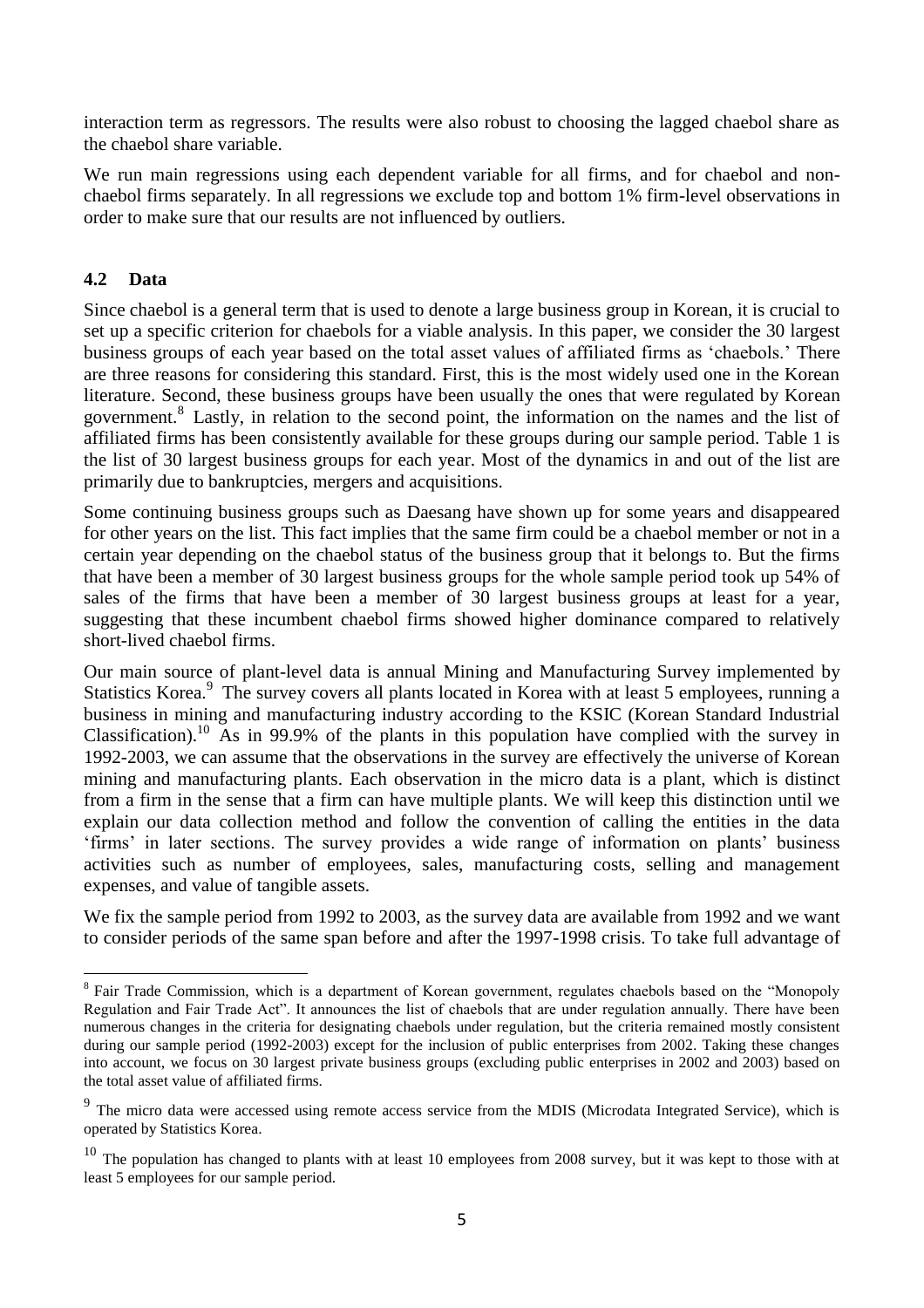interaction term as regressors. The results were also robust to choosing the lagged chaebol share as the chaebol share variable.

We run main regressions using each dependent variable for all firms, and for chaebol and non-chaebol firms separately. In all regressions we exclude top and bottom 1% firm-level observations in order to make sure that our results are not influenced by outliers.

### 4.2 Data

Since chaebol is a general term that is used to denote a large business group in Korean, it is crucial to set up a specific criterion for chaebols for a viable analysis. In this paper, we consider the 30 largest business groups of each year based on the total asset values of affiliated firms as 'chaebols.' There are three reasons for considering this standard. First, this is the most widely used one in the Korean literature. Second, these business groups have been usually the ones that were regulated by Korean government.[8] Lastly, in relation to the second point, the information on the names and the list of affiliated firms has been consistently available for these groups during our sample period. Table 1 is the list of 30 largest business groups for each year. Most of the dynamics in and out of the list are primarily due to bankruptcies, mergers and acquisitions.

Some continuing business groups such as Daesang have shown up for some years and disappeared for other years on the list. This fact implies that the same firm could be a chaebol member or not in a certain year depending on the chaebol status of the business group that it belongs to. But the firms that have been a member of 30 largest business groups for the whole sample period took up 54% of sales of the firms that have been a member of 30 largest business groups at least for a year, suggesting that these incumbent chaebol firms showed higher dominance compared to relatively short-lived chaebol firms.

Our main source of plant-level data is annual Mining and Manufacturing Survey implemented by Statistics Korea.[9] The survey covers all plants located in Korea with at least 5 employees, running a business in mining and manufacturing industry according to the KSIC (Korean Standard Industrial Classification).[10] As in 99.9% of the plants in this population have complied with the survey in 1992-2003, we can assume that the observations in the survey are effectively the universe of Korean mining and manufacturing plants. Each observation in the micro data is a plant, which is distinct from a firm in the sense that a firm can have multiple plants. We will keep this distinction until we explain our data collection method and follow the convention of calling the entities in the data 'firms' in later sections. The survey provides a wide range of information on plants' business activities such as number of employees, sales, manufacturing costs, selling and management expenses, and value of tangible assets.

We fix the sample period from 1992 to 2003, as the survey data are available from 1992 and we want to consider periods of the same span before and after the 1997-1998 crisis. To take full advantage of

---

[8] Fair Trade Commission, which is a department of Korean government, regulates chaebols based on the "Monopoly Regulation and Fair Trade Act". It announces the list of chaebols that are under regulation annually. There have been numerous changes in the criteria for designating chaebols under regulation, but the criteria remained mostly consistent during our sample period (1992-2003) except for the inclusion of public enterprises from 2002. Taking these changes into account, we focus on 30 largest private business groups (excluding public enterprises in 2002 and 2003) based on the total asset value of affiliated firms.

[9] The micro data were accessed using remote access service from the MDIS (Microdata Integrated Service), which is operated by Statistics Korea.

[10] The population has changed to plants with at least 10 employees from 2008 survey, but it was kept to those with at least 5 employees for our sample period.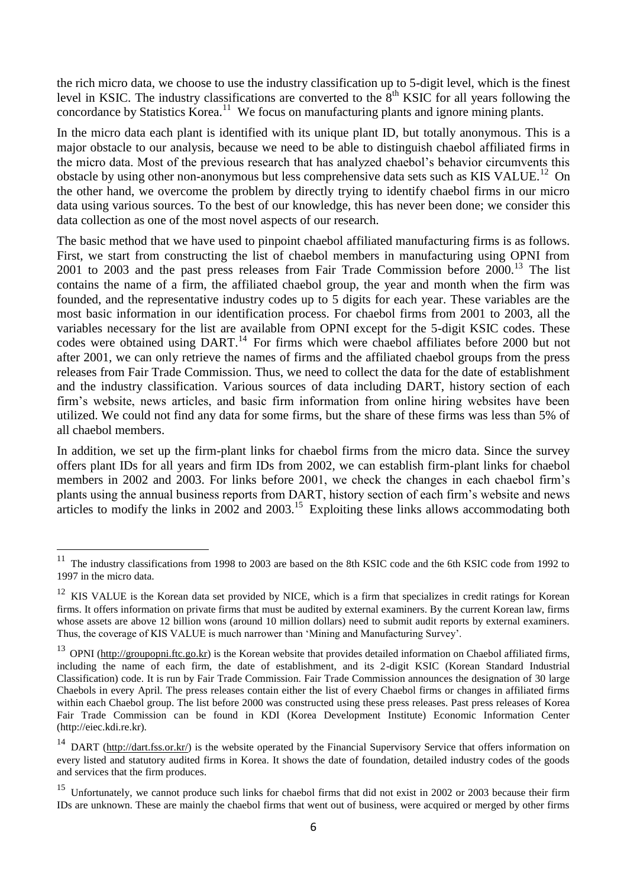the rich micro data, we choose to use the industry classification up to 5-digit level, which is the finest level in KSIC. The industry classifications are converted to the 8th KSIC for all years following the concordance by Statistics Korea.[11] We focus on manufacturing plants and ignore mining plants.

In the micro data each plant is identified with its unique plant ID, but totally anonymous. This is a major obstacle to our analysis, because we need to be able to distinguish chaebol affiliated firms in the micro data. Most of the previous research that has analyzed chaebol's behavior circumvents this obstacle by using other non-anonymous but less comprehensive data sets such as KIS VALUE.[12] On the other hand, we overcome the problem by directly trying to identify chaebol firms in our micro data using various sources. To the best of our knowledge, this has never been done; we consider this data collection as one of the most novel aspects of our research.

The basic method that we have used to pinpoint chaebol affiliated manufacturing firms is as follows. First, we start from constructing the list of chaebol members in manufacturing using OPNI from 2001 to 2003 and the past press releases from Fair Trade Commission before 2000.[13] The list contains the name of a firm, the affiliated chaebol group, the year and month when the firm was founded, and the representative industry codes up to 5 digits for each year. These variables are the most basic information in our identification process. For chaebol firms from 2001 to 2003, all the variables necessary for the list are available from OPNI except for the 5-digit KSIC codes. These codes were obtained using DART.[14] For firms which were chaebol affiliates before 2000 but not after 2001, we can only retrieve the names of firms and the affiliated chaebol groups from the press releases from Fair Trade Commission. Thus, we need to collect the data for the date of establishment and the industry classification. Various sources of data including DART, history section of each firm's website, news articles, and basic firm information from online hiring websites have been utilized. We could not find any data for some firms, but the share of these firms was less than 5% of all chaebol members.

In addition, we set up the firm-plant links for chaebol firms from the micro data. Since the survey offers plant IDs for all years and firm IDs from 2002, we can establish firm-plant links for chaebol members in 2002 and 2003. For links before 2001, we check the changes in each chaebol firm's plants using the annual business reports from DART, history section of each firm's website and news articles to modify the links in 2002 and 2003.[15] Exploiting these links allows accommodating both

---

[11] The industry classifications from 1998 to 2003 are based on the 8th KSIC code and the 6th KSIC code from 1992 to 1997 in the micro data.

[12] KIS VALUE is the Korean data set provided by NICE, which is a firm that specializes in credit ratings for Korean firms. It offers information on private firms that must be audited by external examiners. By the current Korean law, firms whose assets are above 12 billion wons (around 10 million dollars) need to submit audit reports by external examiners. Thus, the coverage of KIS VALUE is much narrower than 'Mining and Manufacturing Survey'.

[13] OPNI (http://groupopni.ftc.go.kr) is the Korean website that provides detailed information on Chaebol affiliated firms, including the name of each firm, the date of establishment, and its 2-digit KSIC (Korean Standard Industrial Classification) code. It is run by Fair Trade Commission. Fair Trade Commission announces the designation of 30 large Chaebols in every April. The press releases contain either the list of every Chaebol firms or changes in affiliated firms within each Chaebol group. The list before 2000 was constructed using these press releases. Past press releases of Korea Fair Trade Commission can be found in KDI (Korea Development Institute) Economic Information Center (http://eiec.kdi.re.kr).

[14] DART (http://dart.fss.or.kr/) is the website operated by the Financial Supervisory Service that offers information on every listed and statutory audited firms in Korea. It shows the date of foundation, detailed industry codes of the goods and services that the firm produces.

[15] Unfortunately, we cannot produce such links for chaebol firms that did not exist in 2002 or 2003 because their firm IDs are unknown. These are mainly the chaebol firms that went out of business, were acquired or merged by other firms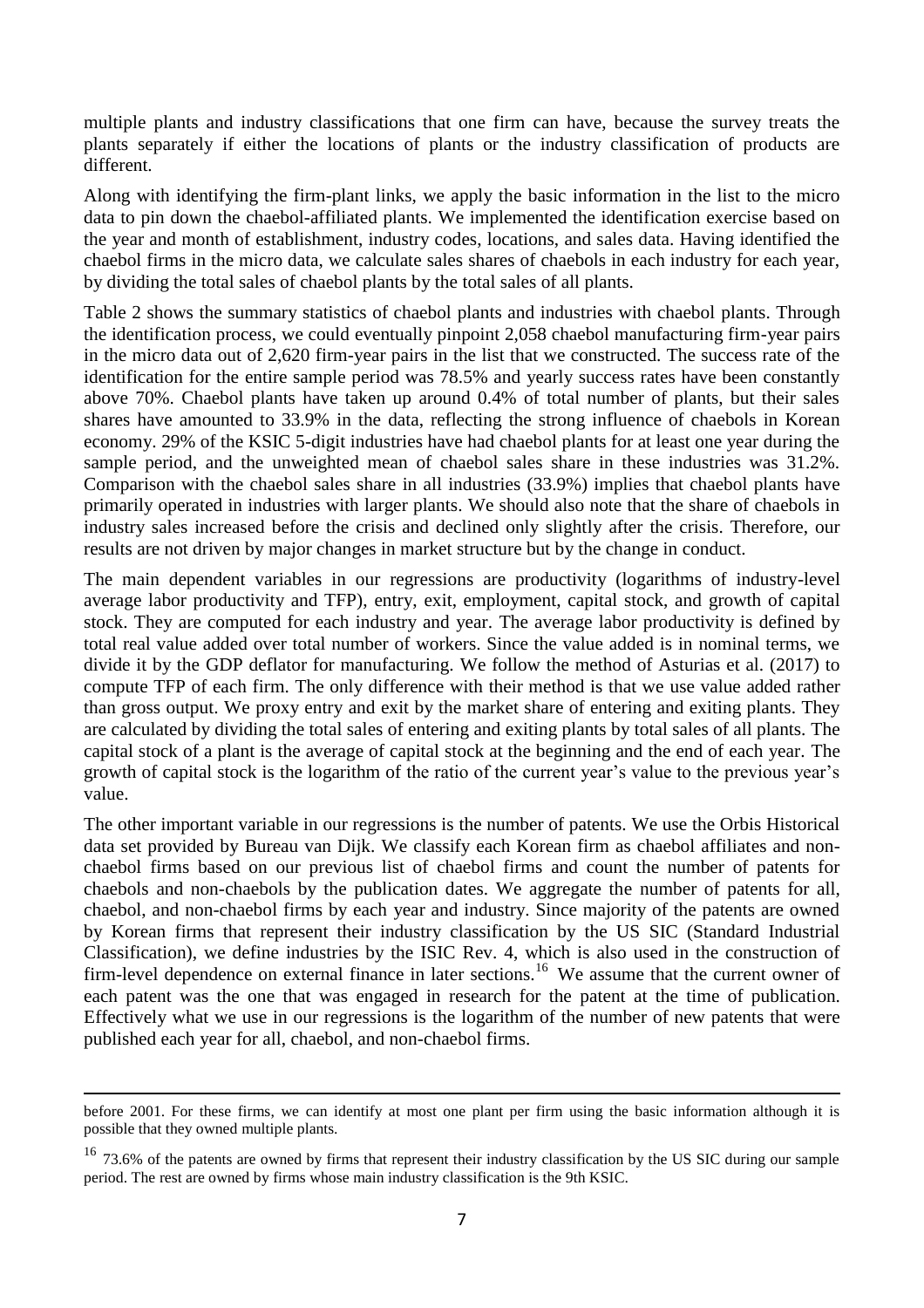multiple plants and industry classifications that one firm can have, because the survey treats the plants separately if either the locations of plants or the industry classification of products are different.

Along with identifying the firm-plant links, we apply the basic information in the list to the micro data to pin down the chaebol-affiliated plants. We implemented the identification exercise based on the year and month of establishment, industry codes, locations, and sales data. Having identified the chaebol firms in the micro data, we calculate sales shares of chaebols in each industry for each year, by dividing the total sales of chaebol plants by the total sales of all plants.

Table 2 shows the summary statistics of chaebol plants and industries with chaebol plants. Through the identification process, we could eventually pinpoint 2,058 chaebol manufacturing firm-year pairs in the micro data out of 2,620 firm-year pairs in the list that we constructed. The success rate of the identification for the entire sample period was 78.5% and yearly success rates have been constantly above 70%. Chaebol plants have taken up around 0.4% of total number of plants, but their sales shares have amounted to 33.9% in the data, reflecting the strong influence of chaebols in Korean economy. 29% of the KSIC 5-digit industries have had chaebol plants for at least one year during the sample period, and the unweighted mean of chaebol sales share in these industries was 31.2%. Comparison with the chaebol sales share in all industries (33.9%) implies that chaebol plants have primarily operated in industries with larger plants. We should also note that the share of chaebols in industry sales increased before the crisis and declined only slightly after the crisis. Therefore, our results are not driven by major changes in market structure but by the change in conduct.

The main dependent variables in our regressions are productivity (logarithms of industry-level average labor productivity and TFP), entry, exit, employment, capital stock, and growth of capital stock. They are computed for each industry and year. The average labor productivity is defined by total real value added over total number of workers. Since the value added is in nominal terms, we divide it by the GDP deflator for manufacturing. We follow the method of Asturias et al. (2017) to compute TFP of each firm. The only difference with their method is that we use value added rather than gross output. We proxy entry and exit by the market share of entering and exiting plants. They are calculated by dividing the total sales of entering and exiting plants by total sales of all plants. The capital stock of a plant is the average of capital stock at the beginning and the end of each year. The growth of capital stock is the logarithm of the ratio of the current year's value to the previous year's value.

The other important variable in our regressions is the number of patents. We use the Orbis Historical data set provided by Bureau van Dijk. We classify each Korean firm as chaebol affiliates and non-chaebol firms based on our previous list of chaebol firms and count the number of patents for chaebols and non-chaebols by the publication dates. We aggregate the number of patents for all, chaebol, and non-chaebol firms by each year and industry. Since majority of the patents are owned by Korean firms that represent their industry classification by the US SIC (Standard Industrial Classification), we define industries by the ISIC Rev. 4, which is also used in the construction of firm-level dependence on external finance in later sections.[16] We assume that the current owner of each patent was the one that was engaged in research for the patent at the time of publication. Effectively what we use in our regressions is the logarithm of the number of new patents that were published each year for all, chaebol, and non-chaebol firms.

---

before 2001. For these firms, we can identify at most one plant per firm using the basic information although it is possible that they owned multiple plants.

[16] 73.6% of the patents are owned by firms that represent their industry classification by the US SIC during our sample period. The rest are owned by firms whose main industry classification is the 9th KSIC.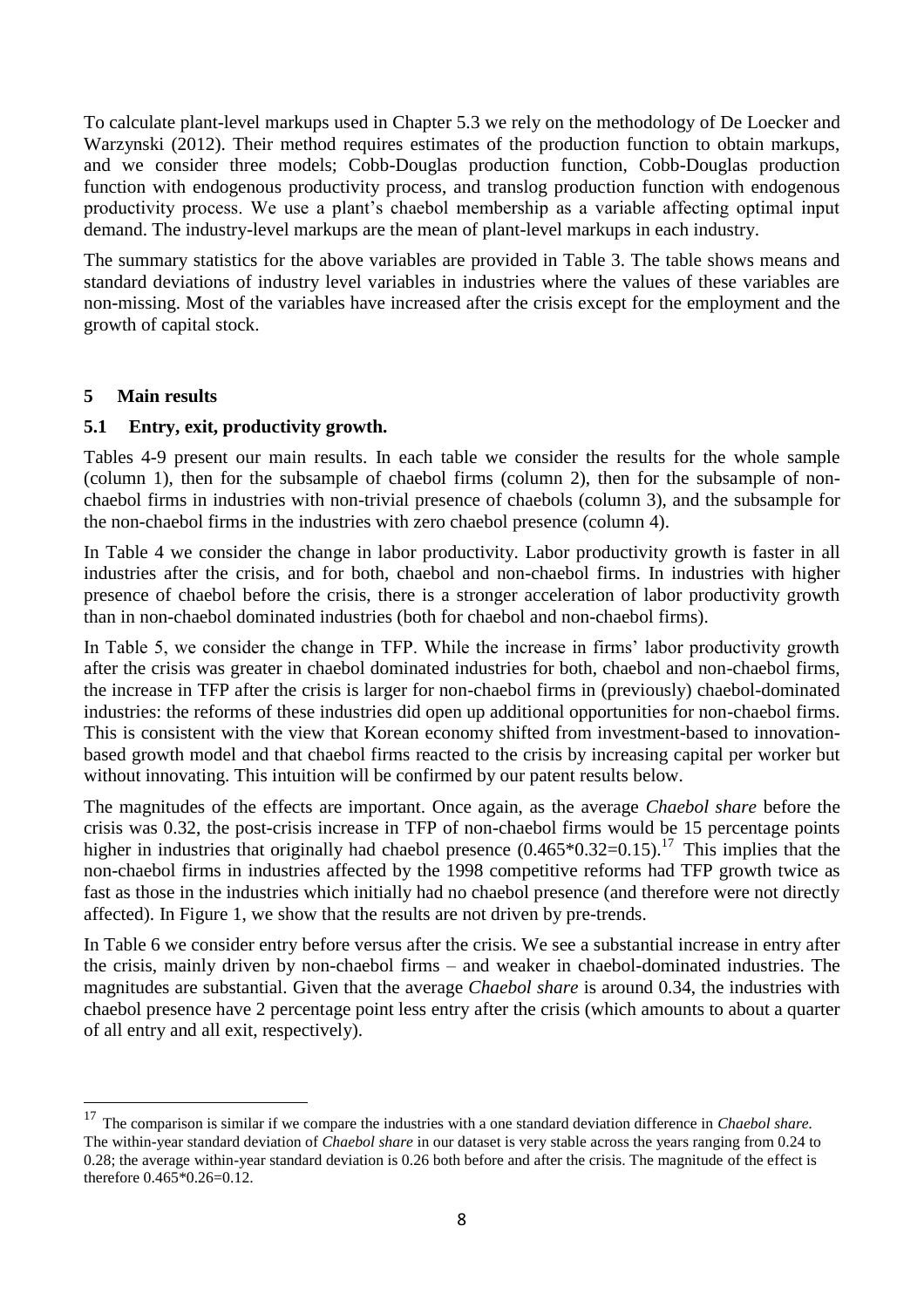To calculate plant-level markups used in Chapter 5.3 we rely on the methodology of De Loecker and Warzynski (2012). Their method requires estimates of the production function to obtain markups, and we consider three models; Cobb-Douglas production function, Cobb-Douglas production function with endogenous productivity process, and translog production function with endogenous productivity process. We use a plant's chaebol membership as a variable affecting optimal input demand. The industry-level markups are the mean of plant-level markups in each industry.

The summary statistics for the above variables are provided in Table 3. The table shows means and standard deviations of industry level variables in industries where the values of these variables are non-missing. Most of the variables have increased after the crisis except for the employment and the growth of capital stock.

## 5 Main results

### 5.1 Entry, exit, productivity growth.

Tables 4-9 present our main results. In each table we consider the results for the whole sample (column 1), then for the subsample of chaebol firms (column 2), then for the subsample of non-chaebol firms in industries with non-trivial presence of chaebols (column 3), and the subsample for the non-chaebol firms in the industries with zero chaebol presence (column 4).

In Table 4 we consider the change in labor productivity. Labor productivity growth is faster in all industries after the crisis, and for both, chaebol and non-chaebol firms. In industries with higher presence of chaebol before the crisis, there is a stronger acceleration of labor productivity growth than in non-chaebol dominated industries (both for chaebol and non-chaebol firms).

In Table 5, we consider the change in TFP. While the increase in firms' labor productivity growth after the crisis was greater in chaebol dominated industries for both, chaebol and non-chaebol firms, the increase in TFP after the crisis is larger for non-chaebol firms in (previously) chaebol-dominated industries: the reforms of these industries did open up additional opportunities for non-chaebol firms. This is consistent with the view that Korean economy shifted from investment-based to innovation-based growth model and that chaebol firms reacted to the crisis by increasing capital per worker but without innovating. This intuition will be confirmed by our patent results below.

The magnitudes of the effects are important. Once again, as the average *Chaebol share* before the crisis was 0.32, the post-crisis increase in TFP of non-chaebol firms would be 15 percentage points higher in industries that originally had chaebol presence (0.465*0.32=0.15).[17] This implies that the non-chaebol firms in industries affected by the 1998 competitive reforms had TFP growth twice as fast as those in the industries which initially had no chaebol presence (and therefore were not directly affected). In Figure 1, we show that the results are not driven by pre-trends.

In Table 6 we consider entry before versus after the crisis. We see a substantial increase in entry after the crisis, mainly driven by non-chaebol firms – and weaker in chaebol-dominated industries. The magnitudes are substantial. Given that the average *Chaebol share* is around 0.34, the industries with chaebol presence have 2 percentage point less entry after the crisis (which amounts to about a quarter of all entry and all exit, respectively).

---

[17] The comparison is similar if we compare the industries with a one standard deviation difference in *Chaebol share.* The within-year standard deviation of *Chaebol share* in our dataset is very stable across the years ranging from 0.24 to 0.28; the average within-year standard deviation is 0.26 both before and after the crisis. The magnitude of the effect is therefore 0.465*0.26=0.12.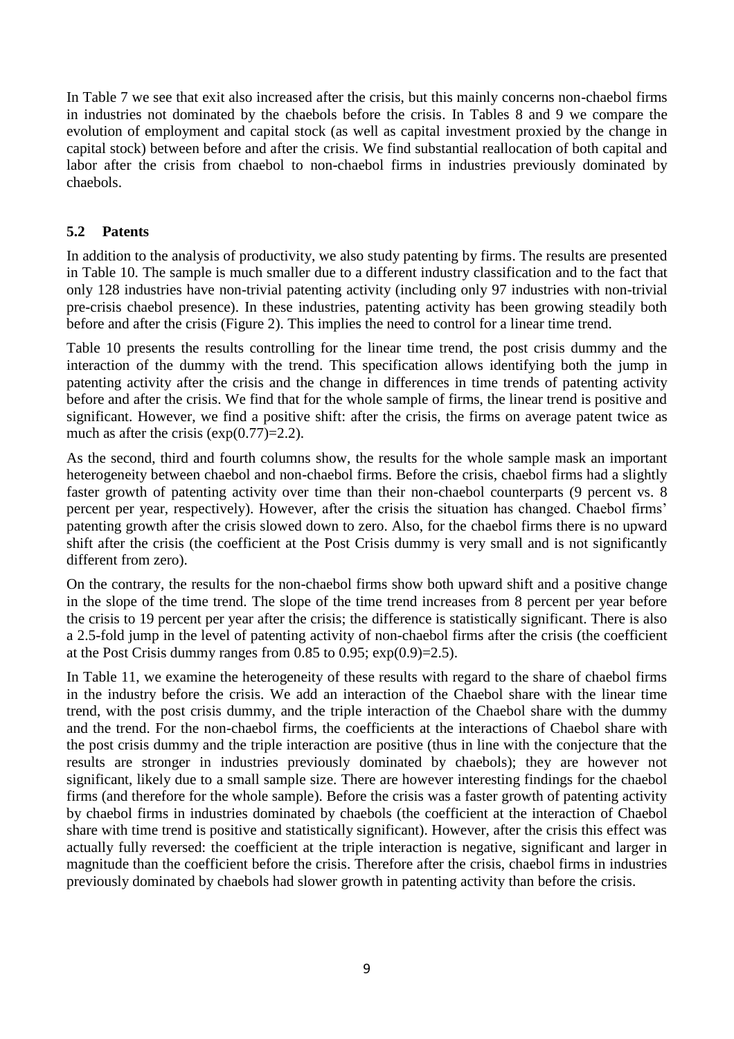In Table 7 we see that exit also increased after the crisis, but this mainly concerns non-chaebol firms in industries not dominated by the chaebols before the crisis. In Tables 8 and 9 we compare the evolution of employment and capital stock (as well as capital investment proxied by the change in capital stock) between before and after the crisis. We find substantial reallocation of both capital and labor after the crisis from chaebol to non-chaebol firms in industries previously dominated by chaebols.

## 5.2 Patents

In addition to the analysis of productivity, we also study patenting by firms. The results are presented in Table 10. The sample is much smaller due to a different industry classification and to the fact that only 128 industries have non-trivial patenting activity (including only 97 industries with non-trivial pre-crisis chaebol presence). In these industries, patenting activity has been growing steadily both before and after the crisis (Figure 2). This implies the need to control for a linear time trend.

Table 10 presents the results controlling for the linear time trend, the post crisis dummy and the interaction of the dummy with the trend. This specification allows identifying both the jump in patenting activity after the crisis and the change in differences in time trends of patenting activity before and after the crisis. We find that for the whole sample of firms, the linear trend is positive and significant. However, we find a positive shift: after the crisis, the firms on average patent twice as much as after the crisis ($\exp(0.77)=2.2$).

As the second, third and fourth columns show, the results for the whole sample mask an important heterogeneity between chaebol and non-chaebol firms. Before the crisis, chaebol firms had a slightly faster growth of patenting activity over time than their non-chaebol counterparts (9 percent vs. 8 percent per year, respectively). However, after the crisis the situation has changed. Chaebol firms' patenting growth after the crisis slowed down to zero. Also, for the chaebol firms there is no upward shift after the crisis (the coefficient at the Post Crisis dummy is very small and is not significantly different from zero).

On the contrary, the results for the non-chaebol firms show both upward shift and a positive change in the slope of the time trend. The slope of the time trend increases from 8 percent per year before the crisis to 19 percent per year after the crisis; the difference is statistically significant. There is also a 2.5-fold jump in the level of patenting activity of non-chaebol firms after the crisis (the coefficient at the Post Crisis dummy ranges from 0.85 to 0.95; $\exp(0.9)=2.5$).

In Table 11, we examine the heterogeneity of these results with regard to the share of chaebol firms in the industry before the crisis. We add an interaction of the Chaebol share with the linear time trend, with the post crisis dummy, and the triple interaction of the Chaebol share with the dummy and the trend. For the non-chaebol firms, the coefficients at the interactions of Chaebol share with the post crisis dummy and the triple interaction are positive (thus in line with the conjecture that the results are stronger in industries previously dominated by chaebols); they are however not significant, likely due to a small sample size. There are however interesting findings for the chaebol firms (and therefore for the whole sample). Before the crisis was a faster growth of patenting activity by chaebol firms in industries dominated by chaebols (the coefficient at the interaction of Chaebol share with time trend is positive and statistically significant). However, after the crisis this effect was actually fully reversed: the coefficient at the triple interaction is negative, significant and larger in magnitude than the coefficient before the crisis. Therefore after the crisis, chaebol firms in industries previously dominated by chaebols had slower growth in patenting activity than before the crisis.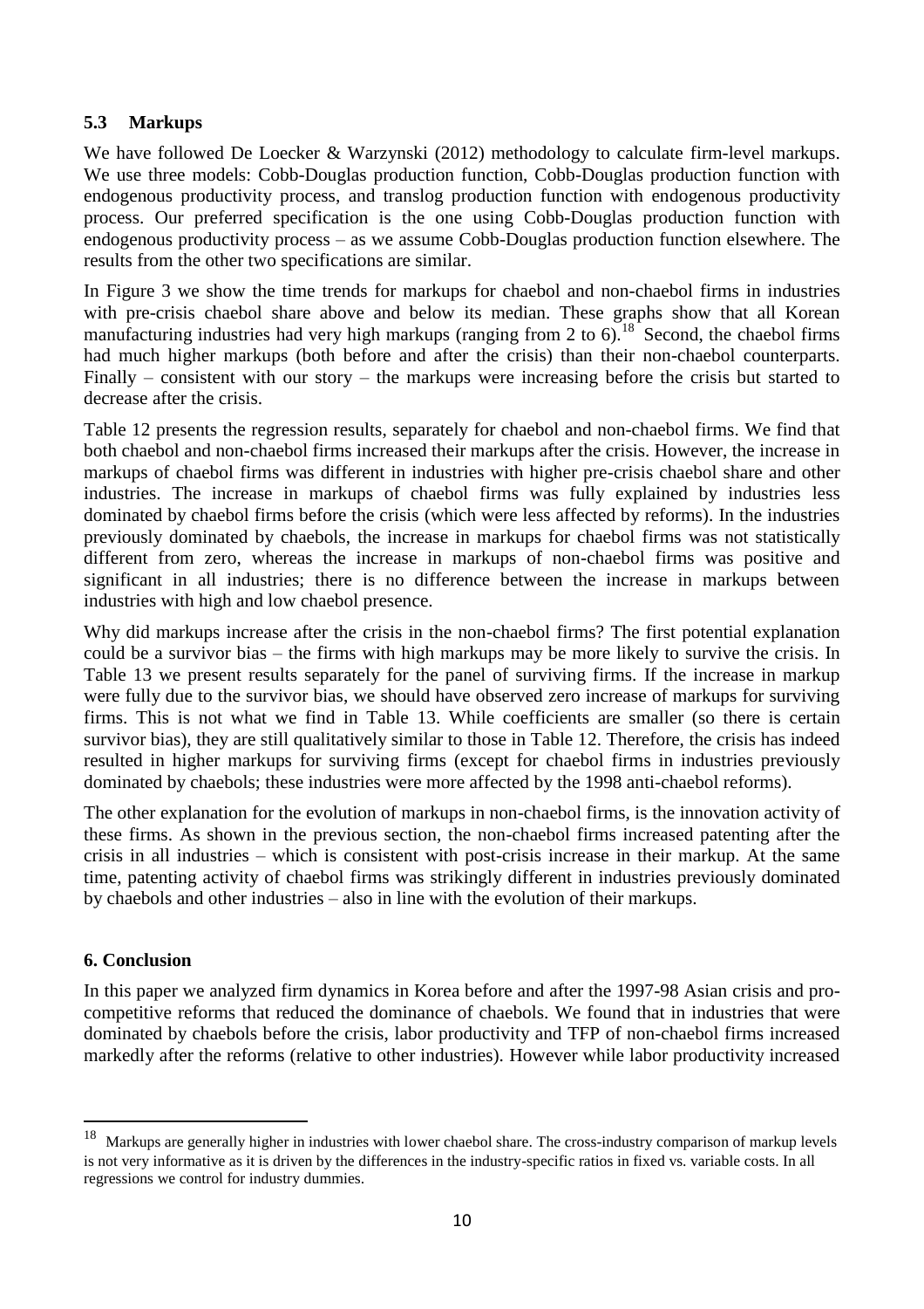### 5.3 Markups

We have followed De Loecker & Warzynski (2012) methodology to calculate firm-level markups. We use three models: Cobb-Douglas production function, Cobb-Douglas production function with endogenous productivity process, and translog production function with endogenous productivity process. Our preferred specification is the one using Cobb-Douglas production function with endogenous productivity process – as we assume Cobb-Douglas production function elsewhere. The results from the other two specifications are similar.

In Figure 3 we show the time trends for markups for chaebol and non-chaebol firms in industries with pre-crisis chaebol share above and below its median. These graphs show that all Korean manufacturing industries had very high markups (ranging from 2 to 6).[18] Second, the chaebol firms had much higher markups (both before and after the crisis) than their non-chaebol counterparts. Finally – consistent with our story – the markups were increasing before the crisis but started to decrease after the crisis.

Table 12 presents the regression results, separately for chaebol and non-chaebol firms. We find that both chaebol and non-chaebol firms increased their markups after the crisis. However, the increase in markups of chaebol firms was different in industries with higher pre-crisis chaebol share and other industries. The increase in markups of chaebol firms was fully explained by industries less dominated by chaebol firms before the crisis (which were less affected by reforms). In the industries previously dominated by chaebols, the increase in markups for chaebol firms was not statistically different from zero, whereas the increase in markups of non-chaebol firms was positive and significant in all industries; there is no difference between the increase in markups between industries with high and low chaebol presence.

Why did markups increase after the crisis in the non-chaebol firms? The first potential explanation could be a survivor bias – the firms with high markups may be more likely to survive the crisis. In Table 13 we present results separately for the panel of surviving firms. If the increase in markup were fully due to the survivor bias, we should have observed zero increase of markups for surviving firms. This is not what we find in Table 13. While coefficients are smaller (so there is certain survivor bias), they are still qualitatively similar to those in Table 12. Therefore, the crisis has indeed resulted in higher markups for surviving firms (except for chaebol firms in industries previously dominated by chaebols; these industries were more affected by the 1998 anti-chaebol reforms).

The other explanation for the evolution of markups in non-chaebol firms, is the innovation activity of these firms. As shown in the previous section, the non-chaebol firms increased patenting after the crisis in all industries – which is consistent with post-crisis increase in their markup. At the same time, patenting activity of chaebol firms was strikingly different in industries previously dominated by chaebols and other industries – also in line with the evolution of their markups.

## 6. Conclusion

In this paper we analyzed firm dynamics in Korea before and after the 1997-98 Asian crisis and pro-competitive reforms that reduced the dominance of chaebols. We found that in industries that were dominated by chaebols before the crisis, labor productivity and TFP of non-chaebol firms increased markedly after the reforms (relative to other industries). However while labor productivity increased

---

[18] Markups are generally higher in industries with lower chaebol share. The cross-industry comparison of markup levels is not very informative as it is driven by the differences in the industry-specific ratios in fixed vs. variable costs. In all regressions we control for industry dummies.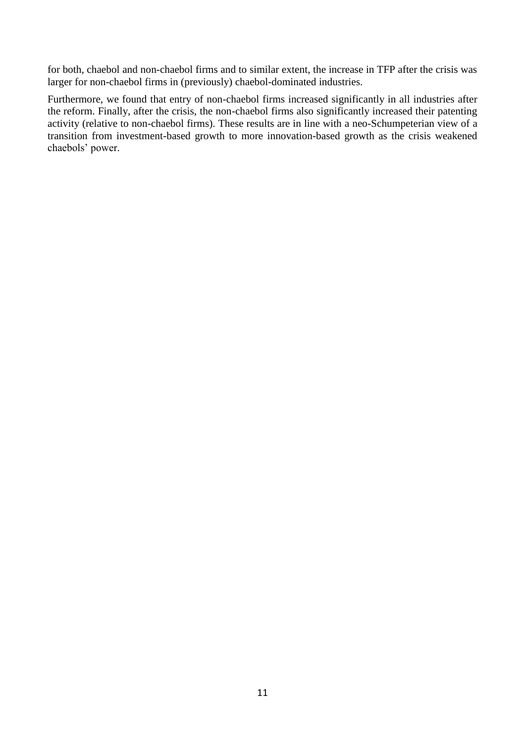for both, chaebol and non-chaebol firms and to similar extent, the increase in TFP after the crisis was larger for non-chaebol firms in (previously) chaebol-dominated industries.

Furthermore, we found that entry of non-chaebol firms increased significantly in all industries after the reform. Finally, after the crisis, the non-chaebol firms also significantly increased their patenting activity (relative to non-chaebol firms). These results are in line with a neo-Schumpeterian view of a transition from investment-based growth to more innovation-based growth as the crisis weakened chaebols' power.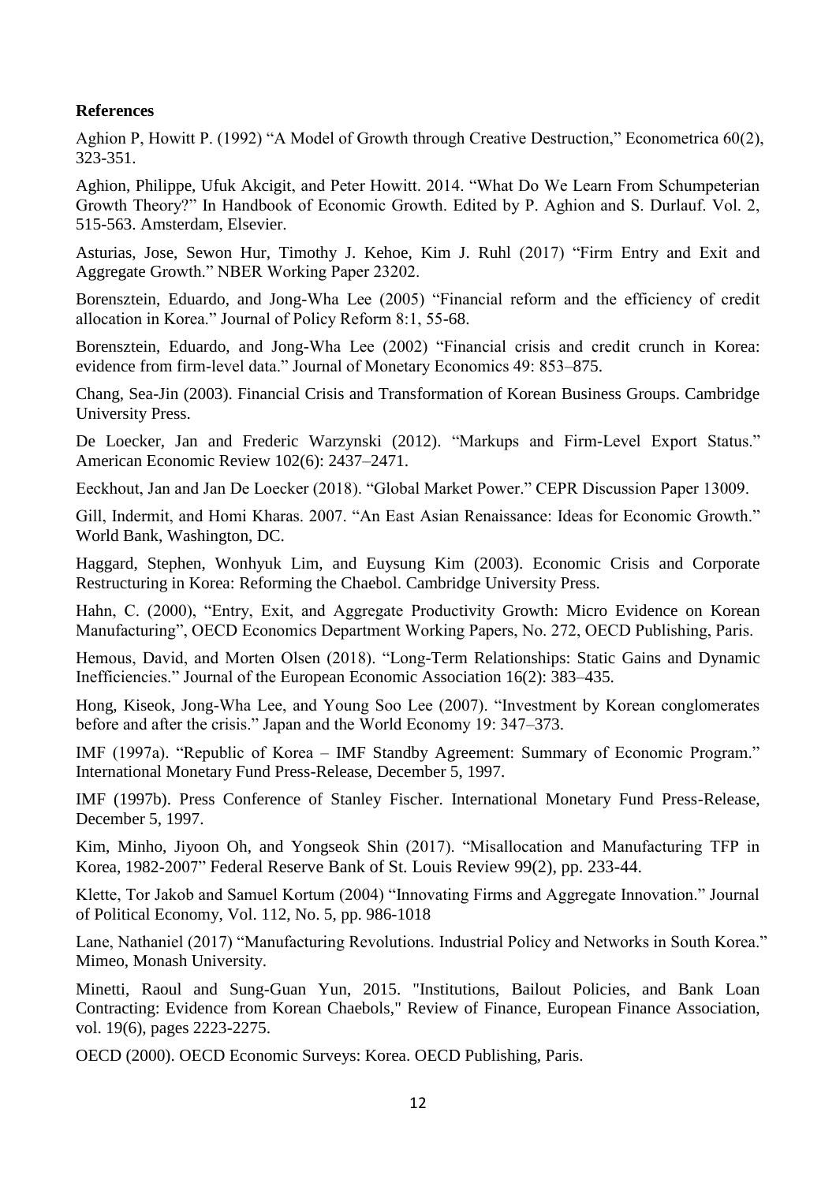**References**

Aghion P, Howitt P. (1992) "A Model of Growth through Creative Destruction," Econometrica 60(2), 323-351.

Aghion, Philippe, Ufuk Akcigit, and Peter Howitt. 2014. "What Do We Learn From Schumpeterian Growth Theory?" In Handbook of Economic Growth. Edited by P. Aghion and S. Durlauf. Vol. 2, 515-563. Amsterdam, Elsevier.

Asturias, Jose, Sewon Hur, Timothy J. Kehoe, Kim J. Ruhl (2017) "Firm Entry and Exit and Aggregate Growth." NBER Working Paper 23202.

Borensztein, Eduardo, and Jong-Wha Lee (2005) "Financial reform and the efficiency of credit allocation in Korea." Journal of Policy Reform 8:1, 55-68.

Borensztein, Eduardo, and Jong-Wha Lee (2002) "Financial crisis and credit crunch in Korea: evidence from firm-level data." Journal of Monetary Economics 49: 853–875.

Chang, Sea-Jin (2003). Financial Crisis and Transformation of Korean Business Groups. Cambridge University Press.

De Loecker, Jan and Frederic Warzynski (2012). "Markups and Firm-Level Export Status." American Economic Review 102(6): 2437–2471.

Eeckhout, Jan and Jan De Loecker (2018). "Global Market Power." CEPR Discussion Paper 13009.

Gill, Indermit, and Homi Kharas. 2007. "An East Asian Renaissance: Ideas for Economic Growth." World Bank, Washington, DC.

Haggard, Stephen, Wonhyuk Lim, and Euysung Kim (2003). Economic Crisis and Corporate Restructuring in Korea: Reforming the Chaebol. Cambridge University Press.

Hahn, C. (2000), "Entry, Exit, and Aggregate Productivity Growth: Micro Evidence on Korean Manufacturing", OECD Economics Department Working Papers, No. 272, OECD Publishing, Paris.

Hemous, David, and Morten Olsen (2018). "Long-Term Relationships: Static Gains and Dynamic Inefficiencies." Journal of the European Economic Association 16(2): 383–435.

Hong, Kiseok, Jong-Wha Lee, and Young Soo Lee (2007). "Investment by Korean conglomerates before and after the crisis." Japan and the World Economy 19: 347–373.

IMF (1997a). "Republic of Korea – IMF Standby Agreement: Summary of Economic Program." International Monetary Fund Press-Release, December 5, 1997.

IMF (1997b). Press Conference of Stanley Fischer. International Monetary Fund Press-Release, December 5, 1997.

Kim, Minho, Jiyoon Oh, and Yongseok Shin (2017). "Misallocation and Manufacturing TFP in Korea, 1982-2007" Federal Reserve Bank of St. Louis Review 99(2), pp. 233-44.

Klette, Tor Jakob and Samuel Kortum (2004) "Innovating Firms and Aggregate Innovation." Journal of Political Economy, Vol. 112, No. 5, pp. 986-1018

Lane, Nathaniel (2017) "Manufacturing Revolutions. Industrial Policy and Networks in South Korea." Mimeo, Monash University.

Minetti, Raoul and Sung-Guan Yun, 2015. "Institutions, Bailout Policies, and Bank Loan Contracting: Evidence from Korean Chaebols," Review of Finance, European Finance Association, vol. 19(6), pages 2223-2275.

OECD (2000). OECD Economic Surveys: Korea. OECD Publishing, Paris.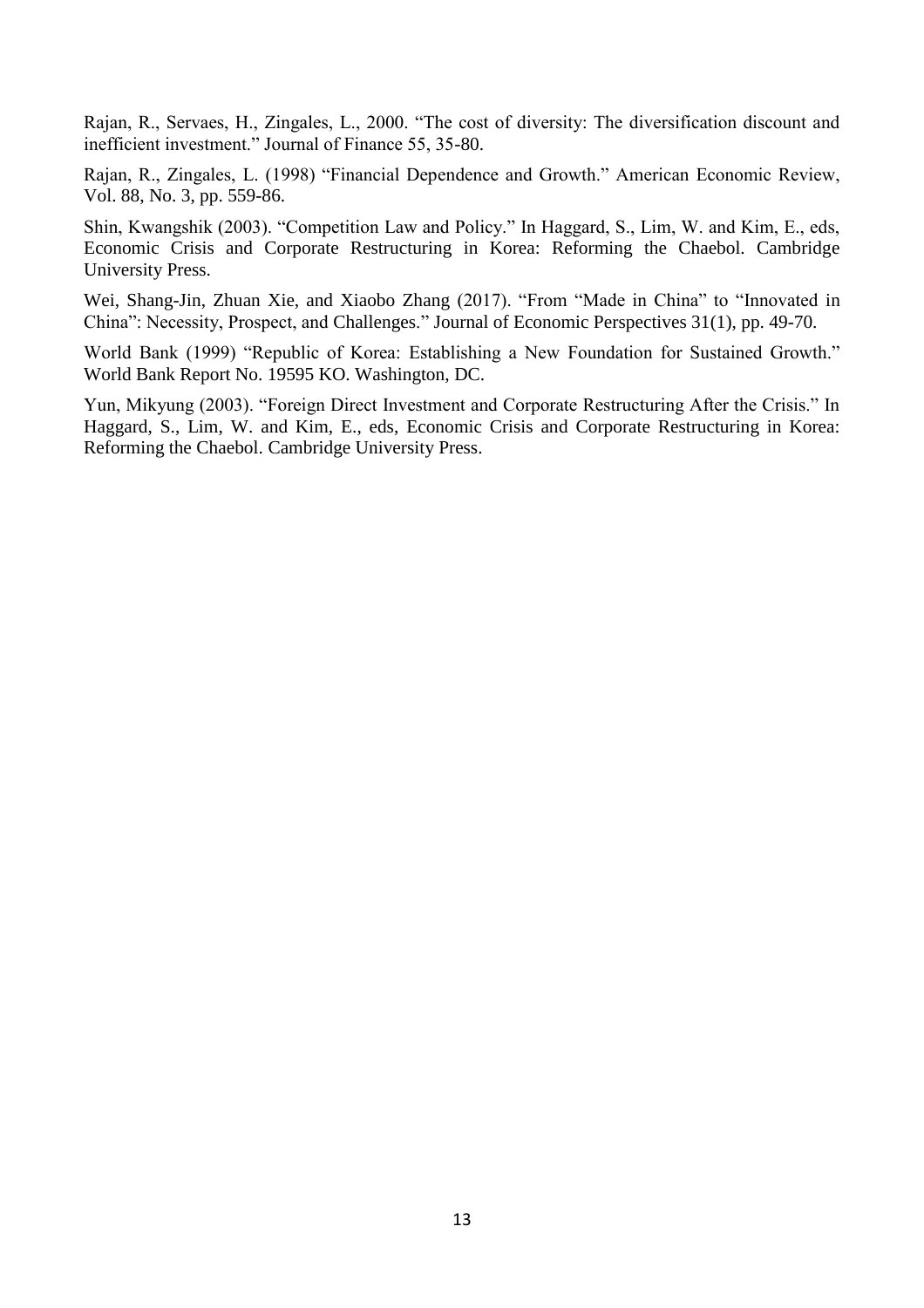Rajan, R., Servaes, H., Zingales, L., 2000. "The cost of diversity: The diversification discount and inefficient investment." Journal of Finance 55, 35-80.

Rajan, R., Zingales, L. (1998) "Financial Dependence and Growth." American Economic Review, Vol. 88, No. 3, pp. 559-86.

Shin, Kwangshik (2003). "Competition Law and Policy." In Haggard, S., Lim, W. and Kim, E., eds, Economic Crisis and Corporate Restructuring in Korea: Reforming the Chaebol. Cambridge University Press.

Wei, Shang-Jin, Zhuan Xie, and Xiaobo Zhang (2017). "From "Made in China" to "Innovated in China": Necessity, Prospect, and Challenges." Journal of Economic Perspectives 31(1), pp. 49-70.

World Bank (1999) "Republic of Korea: Establishing a New Foundation for Sustained Growth." World Bank Report No. 19595 KO. Washington, DC.

Yun, Mikyung (2003). "Foreign Direct Investment and Corporate Restructuring After the Crisis." In Haggard, S., Lim, W. and Kim, E., eds, Economic Crisis and Corporate Restructuring in Korea: Reforming the Chaebol. Cambridge University Press.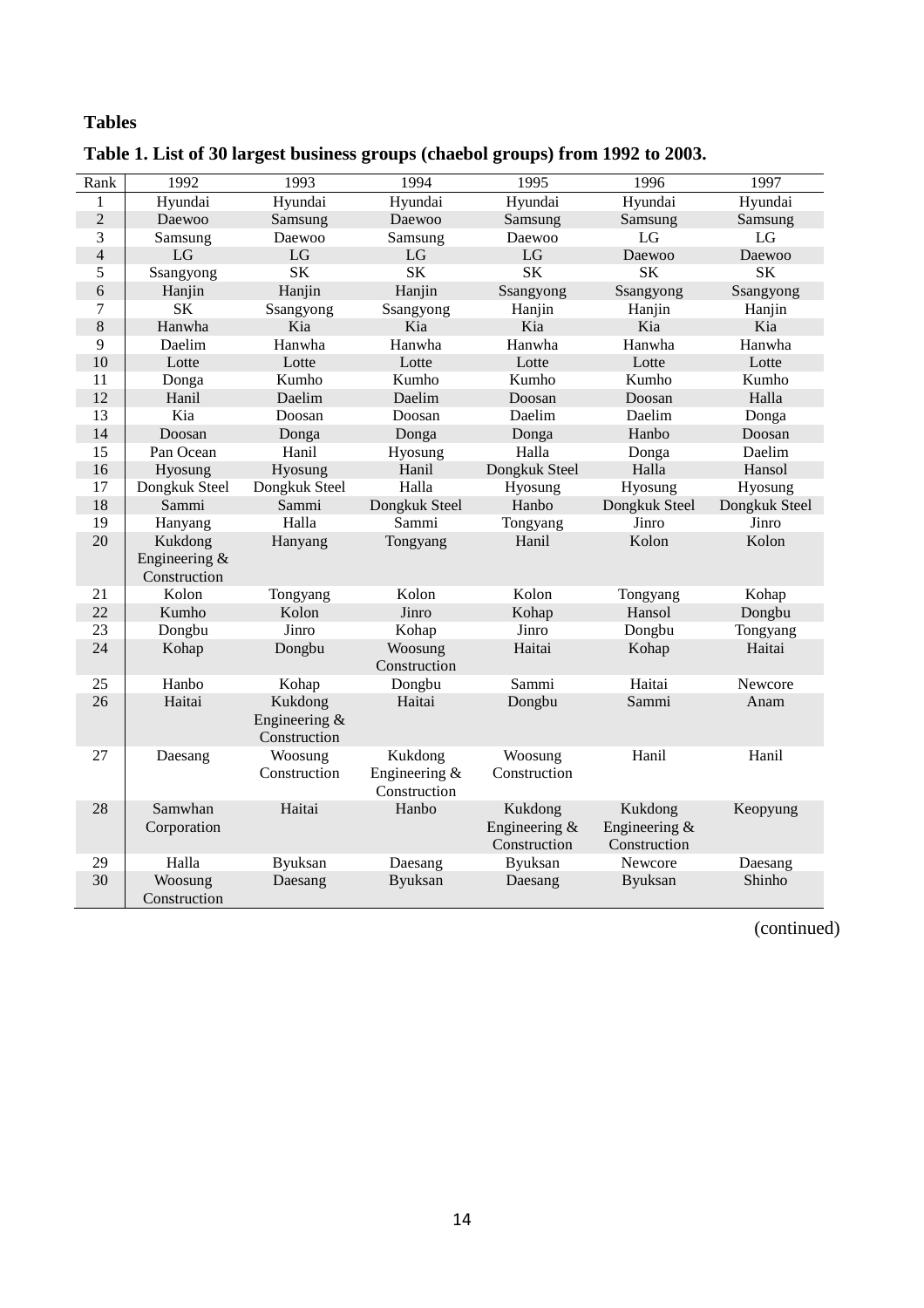## Tables

**Table 1. List of 30 largest business groups (chaebol groups) from 1992 to 2003.**

| Rank | 1992 | 1993 | 1994 | 1995 | 1996 | 1997 |
|---|---|---|---|---|---|---|
| 1 | Hyundai | Hyundai | Hyundai | Hyundai | Hyundai | Hyundai |
| 2 | Daewoo | Samsung | Daewoo | Samsung | Samsung | Samsung |
| 3 | Samsung | Daewoo | Samsung | Daewoo | LG | LG |
| 4 | LG | LG | LG | LG | Daewoo | Daewoo |
| 5 | Ssangyong | SK | SK | SK | SK | SK |
| 6 | Hanjin | Hanjin | Hanjin | Ssangyong | Ssangyong | Ssangyong |
| 7 | SK | Ssangyong | Ssangyong | Hanjin | Hanjin | Hanjin |
| 8 | Hanwha | Kia | Kia | Kia | Kia | Kia |
| 9 | Daelim | Hanwha | Hanwha | Hanwha | Hanwha | Hanwha |
| 10 | Lotte | Lotte | Lotte | Lotte | Lotte | Lotte |
| 11 | Donga | Kumho | Kumho | Kumho | Kumho | Kumho |
| 12 | Hanil | Daelim | Daelim | Doosan | Doosan | Halla |
| 13 | Kia | Doosan | Doosan | Daelim | Daelim | Donga |
| 14 | Doosan | Donga | Donga | Donga | Hanbo | Doosan |
| 15 | Pan Ocean | Hanil | Hyosung | Halla | Donga | Daelim |
| 16 | Hyosung | Hyosung | Hanil | Dongkuk Steel | Halla | Hansol |
| 17 | Dongkuk Steel | Dongkuk Steel | Halla | Hyosung | Hyosung | Hyosung |
| 18 | Sammi | Sammi | Dongkuk Steel | Hanbo | Dongkuk Steel | Dongkuk Steel |
| 19 | Hanyang | Halla | Sammi | Tongyang | Jinro | Jinro |
| 20 | Kukdong Engineering & Construction | Hanyang | Tongyang | Hanil | Kolon | Kolon |
| 21 | Kolon | Tongyang | Kolon | Kolon | Tongyang | Kohap |
| 22 | Kumho | Kolon | Jinro | Kohap | Hansol | Dongbu |
| 23 | Dongbu | Jinro | Kohap | Jinro | Dongbu | Tongyang |
| 24 | Kohap | Dongbu | Woosung Construction | Haitai | Kohap | Haitai |
| 25 | Hanbo | Kohap | Dongbu | Sammi | Haitai | Newcore |
| 26 | Haitai | Kukdong Engineering & Construction | Haitai | Dongbu | Sammi | Anam |
| 27 | Daesang | Woosung Construction | Kukdong Engineering & Construction | Woosung Construction | Hanil | Hanil |
| 28 | Samwhan Corporation | Haitai | Hanbo | Kukdong Engineering & Construction | Kukdong Engineering & Construction | Keopyung |
| 29 | Halla | Byuksan | Daesang | Byuksan | Newcore | Daesang |
| 30 | Woosung Construction | Daesang | Byuksan | Daesang | Byuksan | Shinho |

(continued)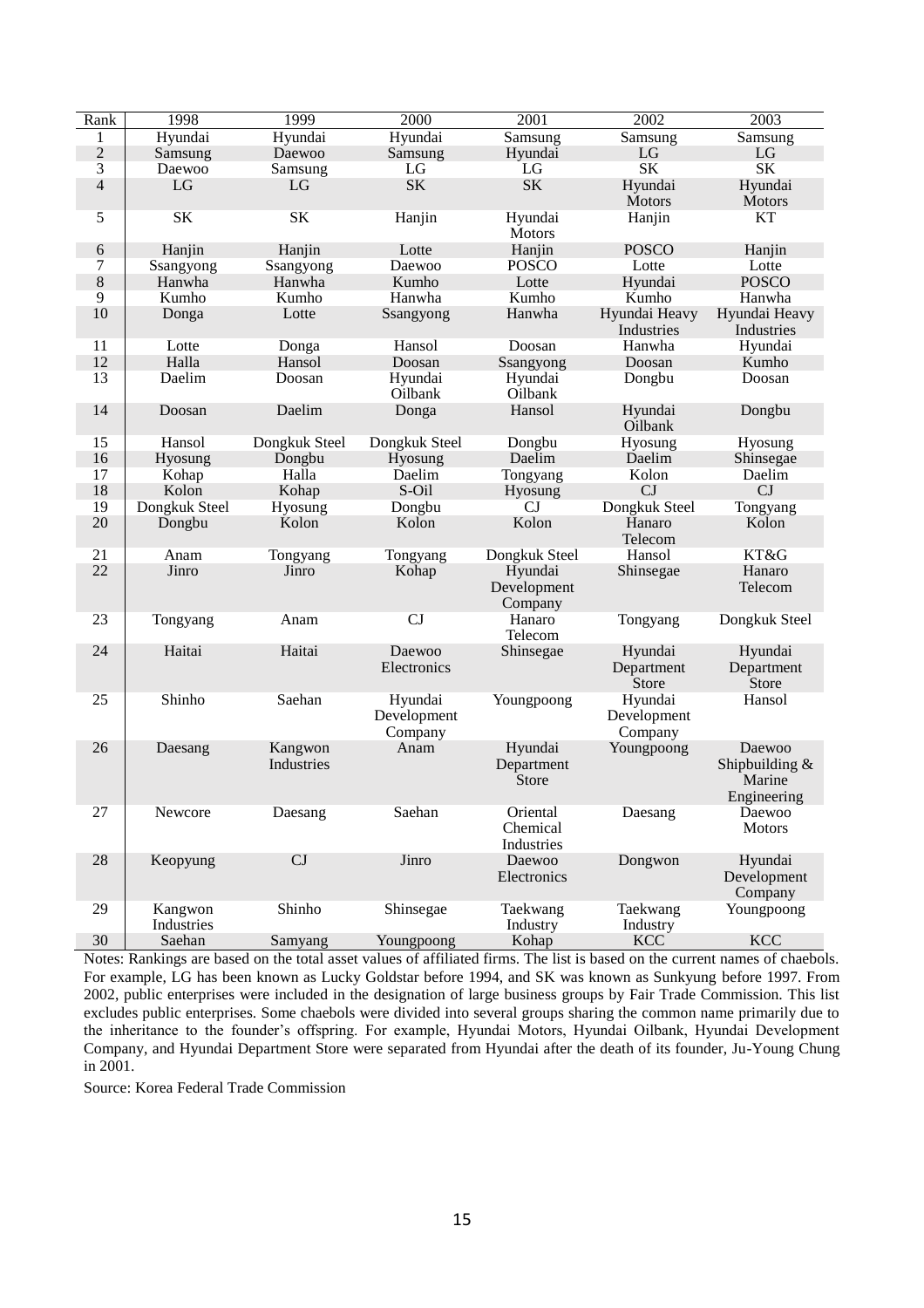| Rank | 1998 | 1999 | 2000 | 2001 | 2002 | 2003 |
|---|---|---|---|---|---|---|
| 1 | Hyundai | Hyundai | Hyundai | Samsung | Samsung | Samsung |
| 2 | Samsung | Daewoo | Samsung | Hyundai | LG | LG |
| 3 | Daewoo | Samsung | LG | LG | SK | SK |
| 4 | LG | LG | SK | SK | Hyundai Motors | Hyundai Motors |
| 5 | SK | SK | Hanjin | Hyundai Motors | Hanjin | KT |
| 6 | Hanjin | Hanjin | Lotte | Hanjin | POSCO | Hanjin |
| 7 | Ssangyong | Ssangyong | Daewoo | POSCO | Lotte | Lotte |
| 8 | Hanwha | Hanwha | Kumho | Lotte | Hyundai | POSCO |
| 9 | Kumho | Kumho | Hanwha | Kumho | Kumho | Hanwha |
| 10 | Donga | Lotte | Ssangyong | Hanwha | Hyundai Heavy Industries | Hyundai Heavy Industries |
| 11 | Lotte | Donga | Hansol | Doosan | Hanwha | Hyundai |
| 12 | Halla | Hansol | Doosan | Ssangyong | Doosan | Kumho |
| 13 | Daelim | Doosan | Hyundai Oilbank | Hyundai Oilbank | Dongbu | Doosan |
| 14 | Doosan | Daelim | Donga | Hansol | Hyundai Oilbank | Dongbu |
| 15 | Hansol | Dongkuk Steel | Dongkuk Steel | Dongbu | Hyosung | Hyosung |
| 16 | Hyosung | Dongbu | Hyosung | Daelim | Daelim | Shinsegae |
| 17 | Kohap | Halla | Daelim | Tongyang | Kolon | Daelim |
| 18 | Kolon | Kohap | S-Oil | Hyosung | CJ | CJ |
| 19 | Dongkuk Steel | Hyosung | Dongbu | CJ | Dongkuk Steel | Tongyang |
| 20 | Dongbu | Kolon | Kolon | Kolon | Hanaro Telecom | Kolon |
| 21 | Anam | Tongyang | Tongyang | Dongkuk Steel | Hansol | KT&G |
| 22 | Jinro | Jinro | Kohap | Hyundai Development Company | Shinsegae | Hanaro Telecom |
| 23 | Tongyang | Anam | CJ | Hanaro Telecom | Tongyang | Dongkuk Steel |
| 24 | Haitai | Haitai | Daewoo Electronics | Shinsegae | Hyundai Department Store | Hyundai Department Store |
| 25 | Shinho | Saehan | Hyundai Development Company | Youngpoong | Hyundai Development Company | Hansol |
| 26 | Daesang | Kangwon Industries | Anam | Hyundai Department Store | Youngpoong | Daewoo Shipbuilding & Marine Engineering |
| 27 | Newcore | Daesang | Saehan | Oriental Chemical Industries | Daesang | Daewoo Motors |
| 28 | Keopyung | CJ | Jinro | Daewoo Electronics | Dongwon | Hyundai Development Company |
| 29 | Kangwon Industries | Shinho | Shinsegae | Taekwang Industry | Taekwang Industry | Youngpoong |
| 30 | Saehan | Samyang | Youngpoong | Kohap | KCC | KCC |

Notes: Rankings are based on the total asset values of affiliated firms. The list is based on the current names of chaebols. For example, LG has been known as Lucky Goldstar before 1994, and SK was known as Sunkyung before 1997. From 2002, public enterprises were included in the designation of large business groups by Fair Trade Commission. This list excludes public enterprises. Some chaebols were divided into several groups sharing the common name primarily due to the inheritance to the founder's offspring. For example, Hyundai Motors, Hyundai Oilbank, Hyundai Development Company, and Hyundai Department Store were separated from Hyundai after the death of its founder, Ju-Young Chung in 2001.

Source: Korea Federal Trade Commission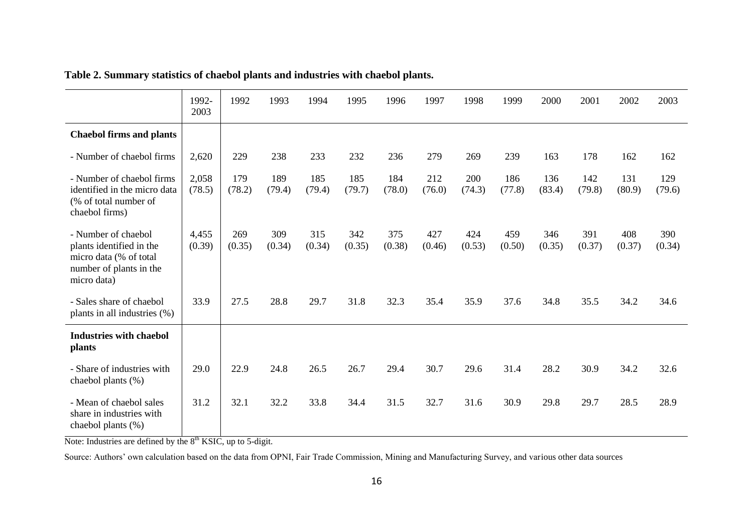**Table 2. Summary statistics of chaebol plants and industries with chaebol plants.**

| | 1992-2003 | 1992 | 1993 | 1994 | 1995 | 1996 | 1997 | 1998 | 1999 | 2000 | 2001 | 2002 | 2003 |
|---|---|---|---|---|---|---|---|---|---|---|---|---|---|
| **Chaebol firms and plants** | | | | | | | | | | | | | |
| - Number of chaebol firms | 2,620 | 229 | 238 | 233 | 232 | 236 | 279 | 269 | 239 | 163 | 178 | 162 | 162 |
| - Number of chaebol firms identified in the micro data (% of total number of chaebol firms) | 2,058 (78.5) | 179 (78.2) | 189 (79.4) | 185 (79.4) | 185 (79.7) | 184 (78.0) | 212 (76.0) | 200 (74.3) | 186 (77.8) | 136 (83.4) | 142 (79.8) | 131 (80.9) | 129 (79.6) |
| - Number of chaebol plants identified in the micro data (% of total number of plants in the micro data) | 4,455 (0.39) | 269 (0.35) | 309 (0.34) | 315 (0.34) | 342 (0.35) | 375 (0.38) | 427 (0.46) | 424 (0.53) | 459 (0.50) | 346 (0.35) | 391 (0.37) | 408 (0.37) | 390 (0.34) |
| - Sales share of chaebol plants in all industries (%) | 33.9 | 27.5 | 28.8 | 29.7 | 31.8 | 32.3 | 35.4 | 35.9 | 37.6 | 34.8 | 35.5 | 34.2 | 34.6 |
| **Industries with chaebol plants** | | | | | | | | | | | | | |
| - Share of industries with chaebol plants (%) | 29.0 | 22.9 | 24.8 | 26.5 | 26.7 | 29.4 | 30.7 | 29.6 | 31.4 | 28.2 | 30.9 | 34.2 | 32.6 |
| - Mean of chaebol sales share in industries with chaebol plants (%) | 31.2 | 32.1 | 32.2 | 33.8 | 34.4 | 31.5 | 32.7 | 31.6 | 30.9 | 29.8 | 29.7 | 28.5 | 28.9 |

Note: Industries are defined by the 8th KSIC, up to 5-digit.

Source: Authors' own calculation based on the data from OPNI, Fair Trade Commission, Mining and Manufacturing Survey, and various other data sources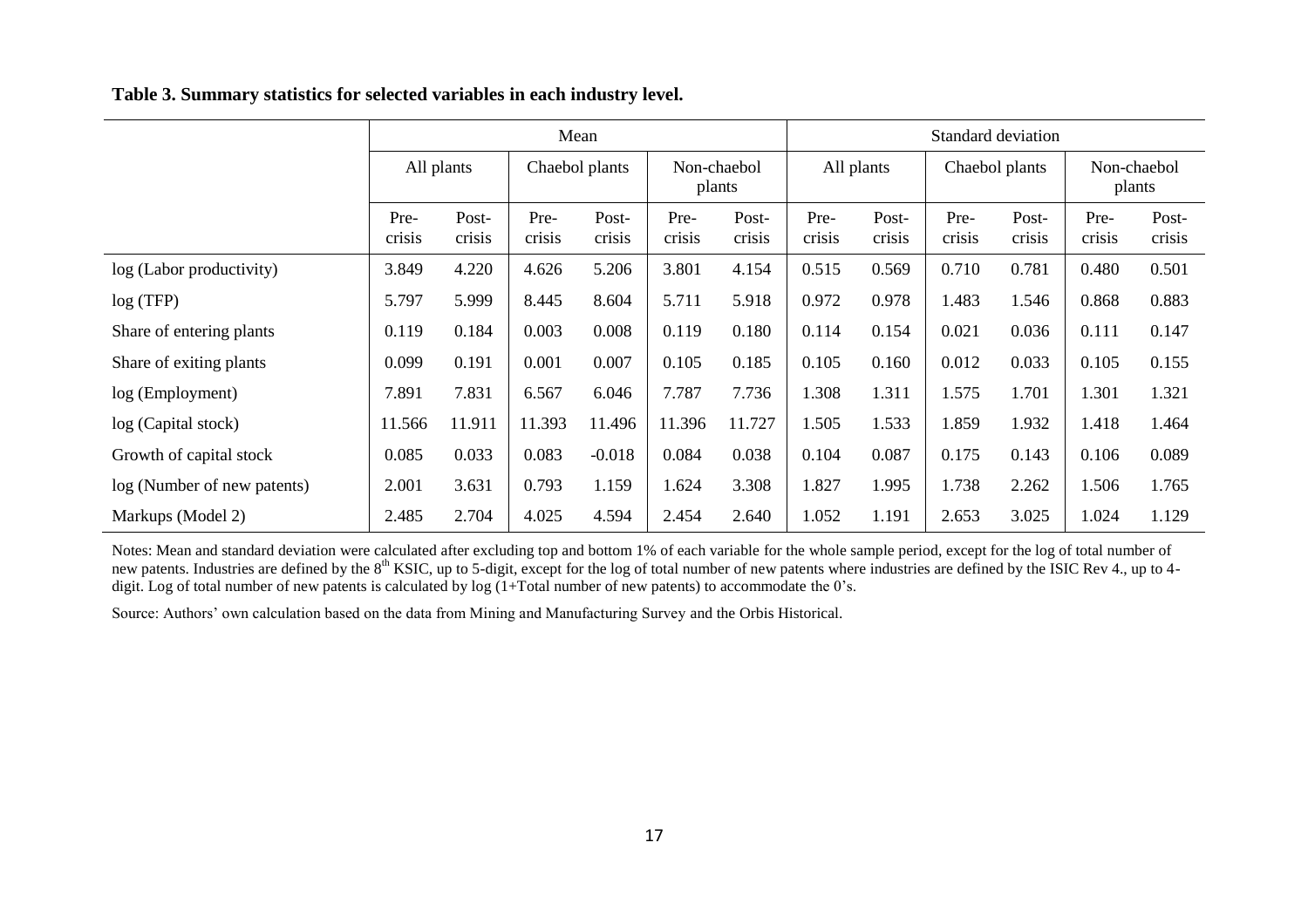**Table 3. Summary statistics for selected variables in each industry level.**

| | Mean | | | | | | Standard deviation | | | | | |
|---|---|---|---|---|---|---|---|---|---|---|---|---|
| | All plants | | Chaebol plants | | Non-chaebol plants | | All plants | | Chaebol plants | | Non-chaebol plants | |
| | Pre-crisis | Post-crisis | Pre-crisis | Post-crisis | Pre-crisis | Post-crisis | Pre-crisis | Post-crisis | Pre-crisis | Post-crisis | Pre-crisis | Post-crisis |
| log (Labor productivity) | 3.849 | 4.220 | 4.626 | 5.206 | 3.801 | 4.154 | 0.515 | 0.569 | 0.710 | 0.781 | 0.480 | 0.501 |
| log (TFP) | 5.797 | 5.999 | 8.445 | 8.604 | 5.711 | 5.918 | 0.972 | 0.978 | 1.483 | 1.546 | 0.868 | 0.883 |
| Share of entering plants | 0.119 | 0.184 | 0.003 | 0.008 | 0.119 | 0.180 | 0.114 | 0.154 | 0.021 | 0.036 | 0.111 | 0.147 |
| Share of exiting plants | 0.099 | 0.191 | 0.001 | 0.007 | 0.105 | 0.185 | 0.105 | 0.160 | 0.012 | 0.033 | 0.105 | 0.155 |
| log (Employment) | 7.891 | 7.831 | 6.567 | 6.046 | 7.787 | 7.736 | 1.308 | 1.311 | 1.575 | 1.701 | 1.301 | 1.321 |
| log (Capital stock) | 11.566 | 11.911 | 11.393 | 11.496 | 11.396 | 11.727 | 1.505 | 1.533 | 1.859 | 1.932 | 1.418 | 1.464 |
| Growth of capital stock | 0.085 | 0.033 | 0.083 | -0.018 | 0.084 | 0.038 | 0.104 | 0.087 | 0.175 | 0.143 | 0.106 | 0.089 |
| log (Number of new patents) | 2.001 | 3.631 | 0.793 | 1.159 | 1.624 | 3.308 | 1.827 | 1.995 | 1.738 | 2.262 | 1.506 | 1.765 |
| Markups (Model 2) | 2.485 | 2.704 | 4.025 | 4.594 | 2.454 | 2.640 | 1.052 | 1.191 | 2.653 | 3.025 | 1.024 | 1.129 |

Notes: Mean and standard deviation were calculated after excluding top and bottom 1% of each variable for the whole sample period, except for the log of total number of new patents. Industries are defined by the 8th KSIC, up to 5-digit, except for the log of total number of new patents where industries are defined by the ISIC Rev 4., up to 4-digit. Log of total number of new patents is calculated by log (1+Total number of new patents) to accommodate the 0's.

Source: Authors' own calculation based on the data from Mining and Manufacturing Survey and the Orbis Historical.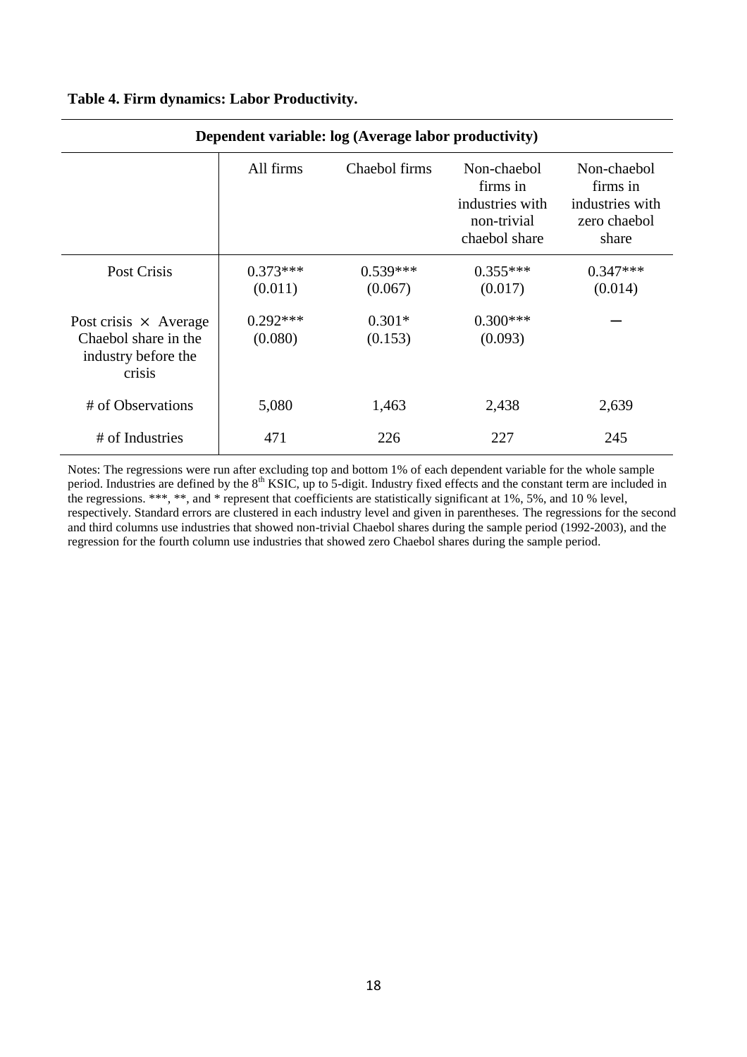**Table 4. Firm dynamics: Labor Productivity.**

| Dependent variable: log (Average labor productivity) | | | | |
|---|---|---|---|---|
| | All firms | Chaebol firms | Non-chaebol firms in industries with non-trivial chaebol share | Non-chaebol firms in industries with zero chaebol share |
| Post Crisis | 0.373*** (0.011) | 0.539*** (0.067) | 0.355*** (0.017) | 0.347*** (0.014) |
| Post crisis × Average Chaebol share in the industry before the crisis | 0.292*** (0.080) | 0.301* (0.153) | 0.300*** (0.093) | – |
| # of Observations | 5,080 | 1,463 | 2,438 | 2,639 |
| # of Industries | 471 | 226 | 227 | 245 |

Notes: The regressions were run after excluding top and bottom 1% of each dependent variable for the whole sample period. Industries are defined by the 8th KSIC, up to 5-digit. Industry fixed effects and the constant term are included in the regressions. ***, **, and * represent that coefficients are statistically significant at 1%, 5%, and 10 % level, respectively. Standard errors are clustered in each industry level and given in parentheses. The regressions for the second and third columns use industries that showed non-trivial Chaebol shares during the sample period (1992-2003), and the regression for the fourth column use industries that showed zero Chaebol shares during the sample period.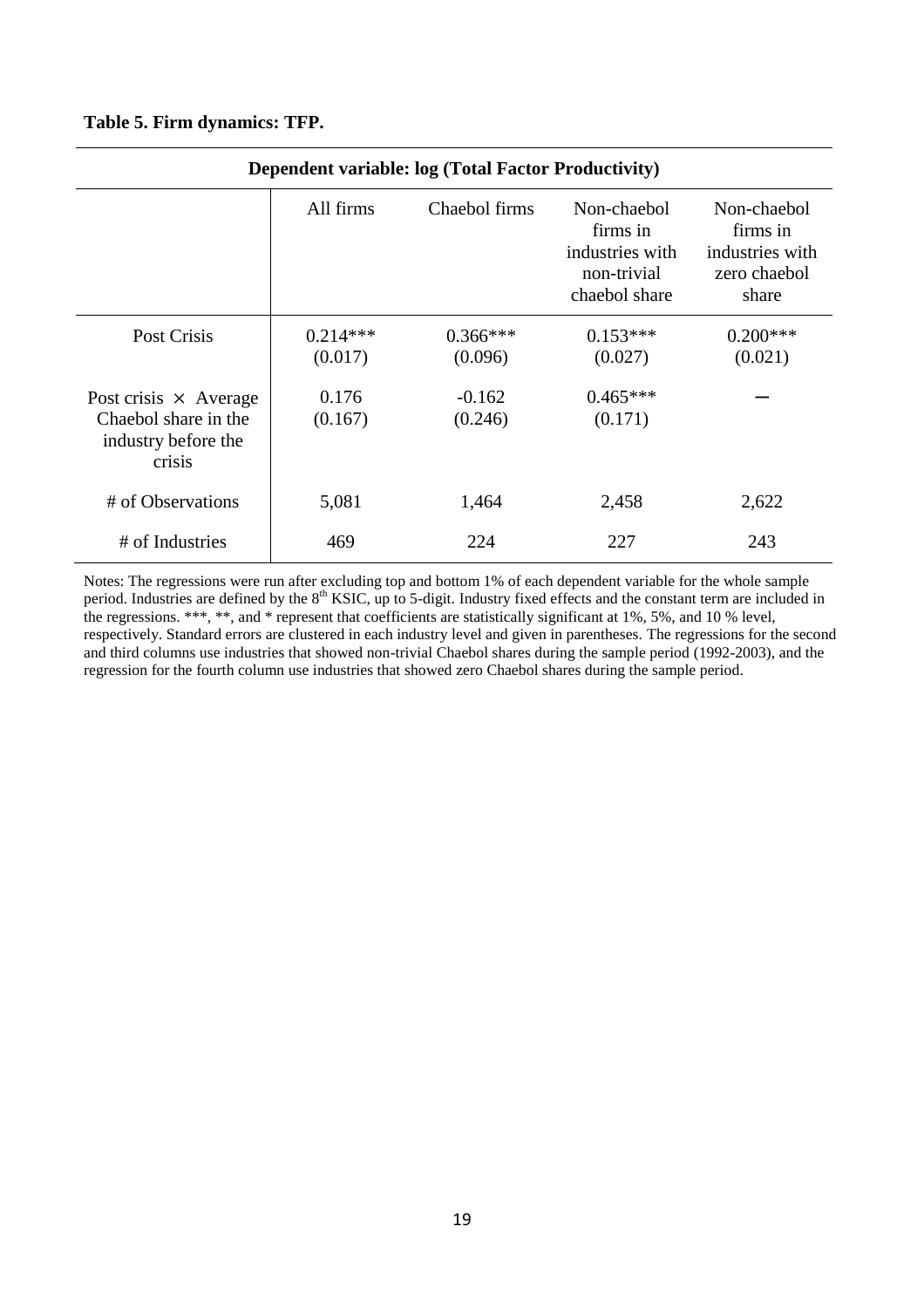**Table 5. Firm dynamics: TFP.**

| Dependent variable: log (Total Factor Productivity) | | | | |
|---|---|---|---|---|
| | All firms | Chaebol firms | Non-chaebol firms in industries with non-trivial chaebol share | Non-chaebol firms in industries with zero chaebol share |
| Post Crisis | 0.214*** (0.017) | 0.366*** (0.096) | 0.153*** (0.027) | 0.200*** (0.021) |
| Post crisis × Average Chaebol share in the industry before the crisis | 0.176 (0.167) | -0.162 (0.246) | 0.465*** (0.171) | – |
| # of Observations | 5,081 | 1,464 | 2,458 | 2,622 |
| # of Industries | 469 | 224 | 227 | 243 |

Notes: The regressions were run after excluding top and bottom 1% of each dependent variable for the whole sample period. Industries are defined by the 8th KSIC, up to 5-digit. Industry fixed effects and the constant term are included in the regressions. ***, **, and * represent that coefficients are statistically significant at 1%, 5%, and 10 % level, respectively. Standard errors are clustered in each industry level and given in parentheses. The regressions for the second and third columns use industries that showed non-trivial Chaebol shares during the sample period (1992-2003), and the regression for the fourth column use industries that showed zero Chaebol shares during the sample period.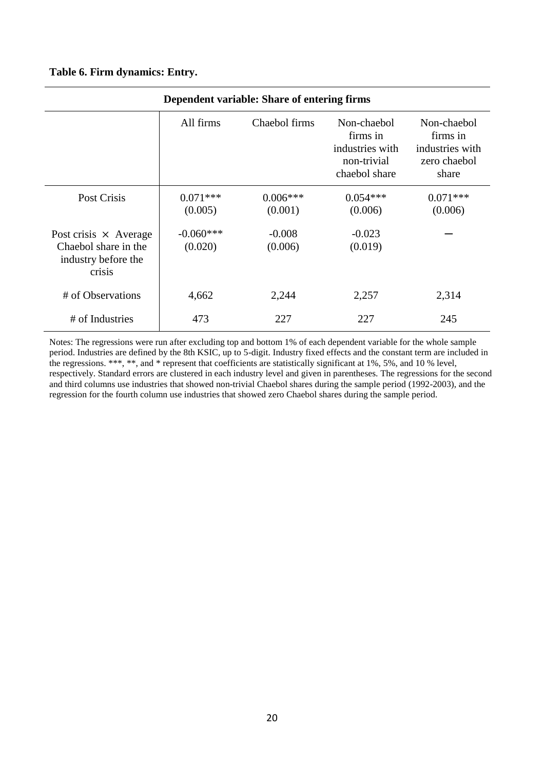**Table 6. Firm dynamics: Entry.**

| Dependent variable: Share of entering firms | | | | |
|---|---|---|---|---|
| | All firms | Chaebol firms | Non-chaebol firms in industries with non-trivial chaebol share | Non-chaebol firms in industries with zero chaebol share |
| Post Crisis | 0.071***<br>(0.005) | 0.006***<br>(0.001) | 0.054***<br>(0.006) | 0.071***<br>(0.006) |
| Post crisis × Average Chaebol share in the industry before the crisis | -0.060***<br>(0.020) | -0.008<br>(0.006) | -0.023<br>(0.019) | – |
| # of Observations | 4,662 | 2,244 | 2,257 | 2,314 |
| # of Industries | 473 | 227 | 227 | 245 |

Notes: The regressions were run after excluding top and bottom 1% of each dependent variable for the whole sample period. Industries are defined by the 8th KSIC, up to 5-digit. Industry fixed effects and the constant term are included in the regressions. ***, **, and * represent that coefficients are statistically significant at 1%, 5%, and 10 % level, respectively. Standard errors are clustered in each industry level and given in parentheses. The regressions for the second and third columns use industries that showed non-trivial Chaebol shares during the sample period (1992-2003), and the regression for the fourth column use industries that showed zero Chaebol shares during the sample period.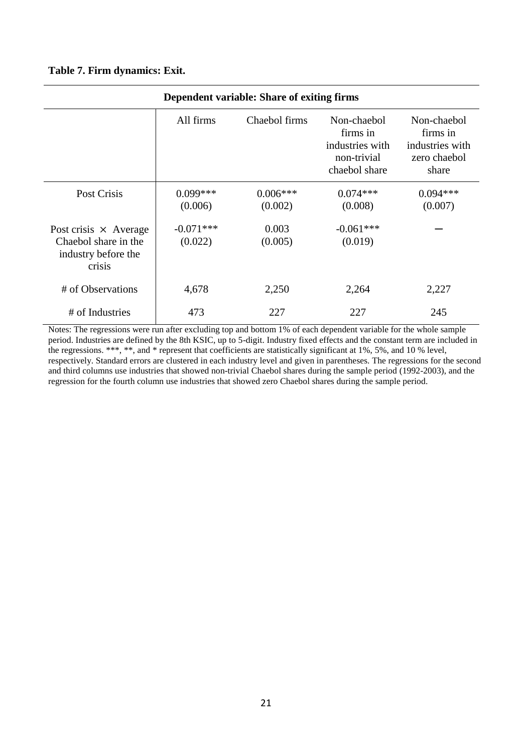**Table 7. Firm dynamics: Exit.**

| Dependent variable: Share of exiting firms | | | | |
|---|---|---|---|---|
| | All firms | Chaebol firms | Non-chaebol firms in industries with non-trivial chaebol share | Non-chaebol firms in industries with zero chaebol share |
| Post Crisis | 0.099*** (0.006) | 0.006*** (0.002) | 0.074*** (0.008) | 0.094*** (0.007) |
| Post crisis × Average Chaebol share in the industry before the crisis | -0.071*** (0.022) | 0.003 (0.005) | -0.061*** (0.019) | – |
| # of Observations | 4,678 | 2,250 | 2,264 | 2,227 |
| # of Industries | 473 | 227 | 227 | 245 |

Notes: The regressions were run after excluding top and bottom 1% of each dependent variable for the whole sample period. Industries are defined by the 8th KSIC, up to 5-digit. Industry fixed effects and the constant term are included in the regressions. ***, **, and * represent that coefficients are statistically significant at 1%, 5%, and 10 % level, respectively. Standard errors are clustered in each industry level and given in parentheses. The regressions for the second and third columns use industries that showed non-trivial Chaebol shares during the sample period (1992-2003), and the regression for the fourth column use industries that showed zero Chaebol shares during the sample period.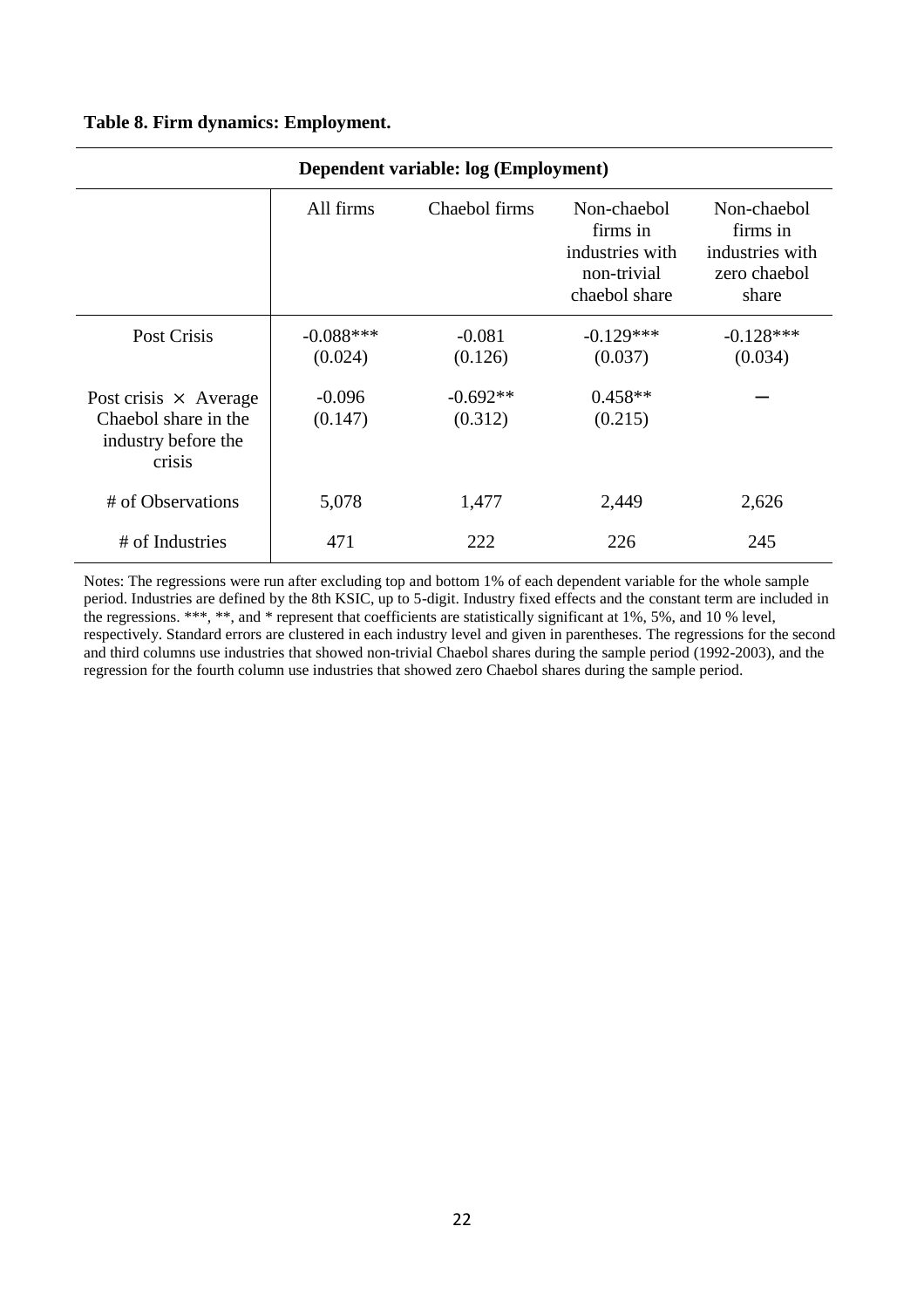**Table 8. Firm dynamics: Employment.**

| Dependent variable: log (Employment) | | | | |
|---|---|---|---|---|
| | All firms | Chaebol firms | Non-chaebol firms in industries with non-trivial chaebol share | Non-chaebol firms in industries with zero chaebol share |
| Post Crisis | -0.088*** (0.024) | -0.081 (0.126) | -0.129*** (0.037) | -0.128*** (0.034) |
| Post crisis × Average Chaebol share in the industry before the crisis | -0.096 (0.147) | -0.692** (0.312) | 0.458** (0.215) | – |
| # of Observations | 5,078 | 1,477 | 2,449 | 2,626 |
| # of Industries | 471 | 222 | 226 | 245 |

Notes: The regressions were run after excluding top and bottom 1% of each dependent variable for the whole sample period. Industries are defined by the 8th KSIC, up to 5-digit. Industry fixed effects and the constant term are included in the regressions. ***, **, and * represent that coefficients are statistically significant at 1%, 5%, and 10 % level, respectively. Standard errors are clustered in each industry level and given in parentheses. The regressions for the second and third columns use industries that showed non-trivial Chaebol shares during the sample period (1992-2003), and the regression for the fourth column use industries that showed zero Chaebol shares during the sample period.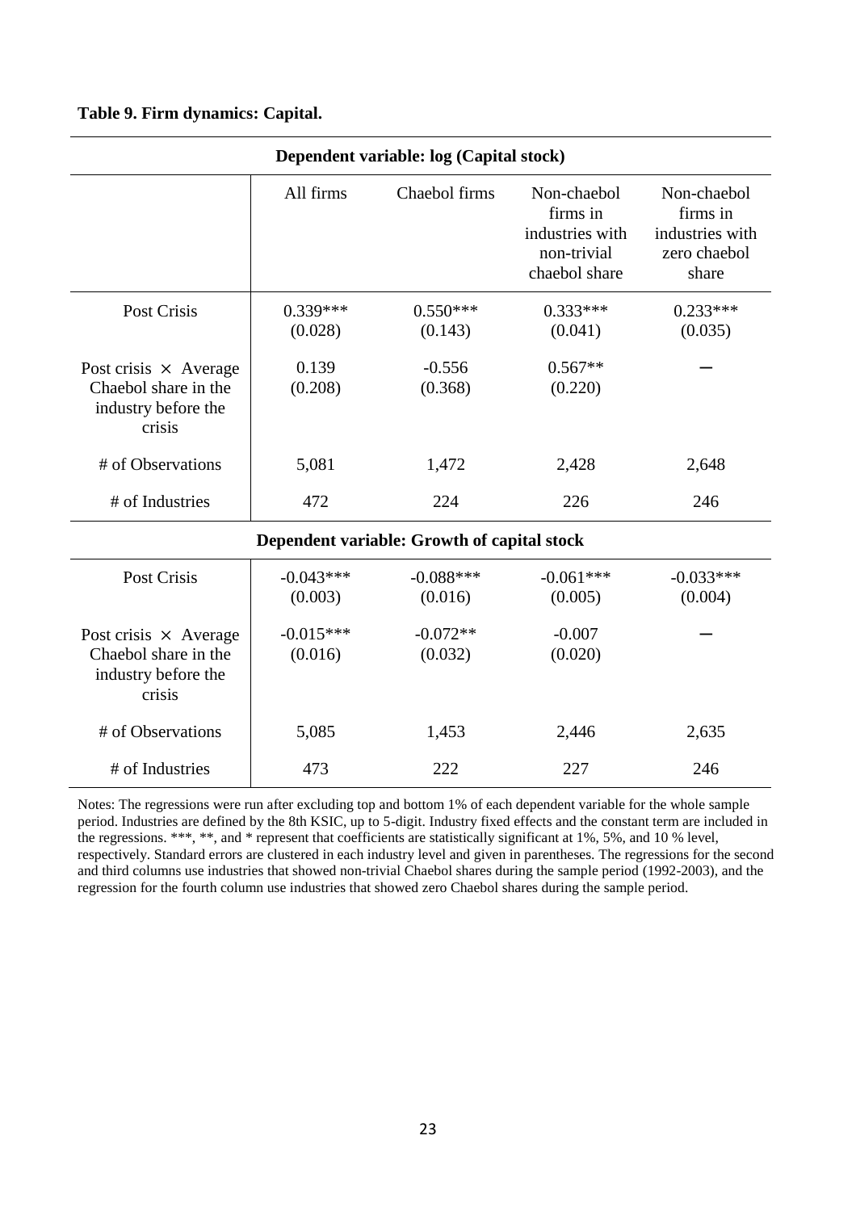**Table 9. Firm dynamics: Capital.**

| Dependent variable: log (Capital stock) | | | | |
|---|---|---|---|---|
| | All firms | Chaebol firms | Non-chaebol firms in industries with non-trivial chaebol share | Non-chaebol firms in industries with zero chaebol share |
| Post Crisis | 0.339***<br>(0.028) | 0.550***<br>(0.143) | 0.333***<br>(0.041) | 0.233***<br>(0.035) |
| Post crisis × Average Chaebol share in the industry before the crisis | 0.139<br>(0.208) | -0.556<br>(0.368) | 0.567**<br>(0.220) | – |
| # of Observations | 5,081 | 1,472 | 2,428 | 2,648 |
| # of Industries | 472 | 224 | 226 | 246 |
| **Dependent variable: Growth of capital stock** | | | | |
| Post Crisis | -0.043***<br>(0.003) | -0.088***<br>(0.016) | -0.061***<br>(0.005) | -0.033***<br>(0.004) |
| Post crisis × Average Chaebol share in the industry before the crisis | -0.015***<br>(0.016) | -0.072**<br>(0.032) | -0.007<br>(0.020) | – |
| # of Observations | 5,085 | 1,453 | 2,446 | 2,635 |
| # of Industries | 473 | 222 | 227 | 246 |

Notes: The regressions were run after excluding top and bottom 1% of each dependent variable for the whole sample period. Industries are defined by the 8th KSIC, up to 5-digit. Industry fixed effects and the constant term are included in the regressions. ***, **, and * represent that coefficients are statistically significant at 1%, 5%, and 10 % level, respectively. Standard errors are clustered in each industry level and given in parentheses. The regressions for the second and third columns use industries that showed non-trivial Chaebol shares during the sample period (1992-2003), and the regression for the fourth column use industries that showed zero Chaebol shares during the sample period.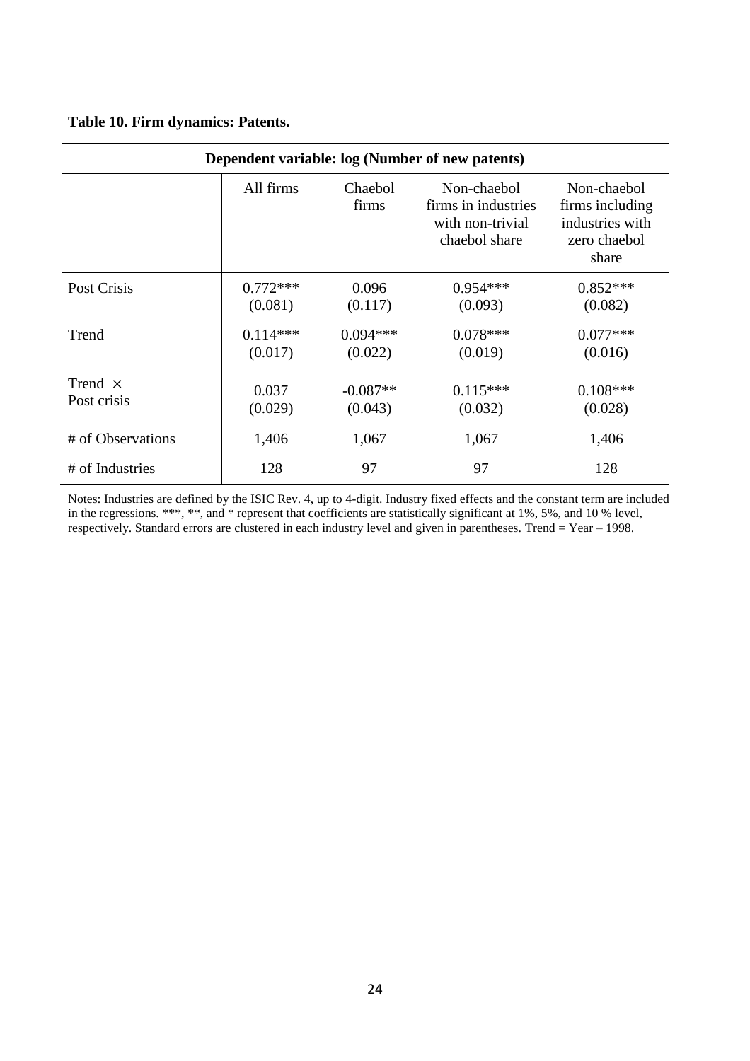**Table 10. Firm dynamics: Patents.**

| Dependent variable: log (Number of new patents) | | | | |
|---|---|---|---|---|
| | All firms | Chaebol firms | Non-chaebol firms in industries with non-trivial chaebol share | Non-chaebol firms including industries with zero chaebol share |
| Post Crisis | 0.772*** (0.081) | 0.096 (0.117) | 0.954*** (0.093) | 0.852*** (0.082) |
| Trend | 0.114*** (0.017) | 0.094*** (0.022) | 0.078*** (0.019) | 0.077*** (0.016) |
| Trend × Post crisis | 0.037 (0.029) | -0.087** (0.043) | 0.115*** (0.032) | 0.108*** (0.028) |
| # of Observations | 1,406 | 1,067 | 1,067 | 1,406 |
| # of Industries | 128 | 97 | 97 | 128 |

Notes: Industries are defined by the ISIC Rev. 4, up to 4-digit. Industry fixed effects and the constant term are included in the regressions. ***, **, and * represent that coefficients are statistically significant at 1%, 5%, and 10 % level, respectively. Standard errors are clustered in each industry level and given in parentheses. Trend = Year – 1998.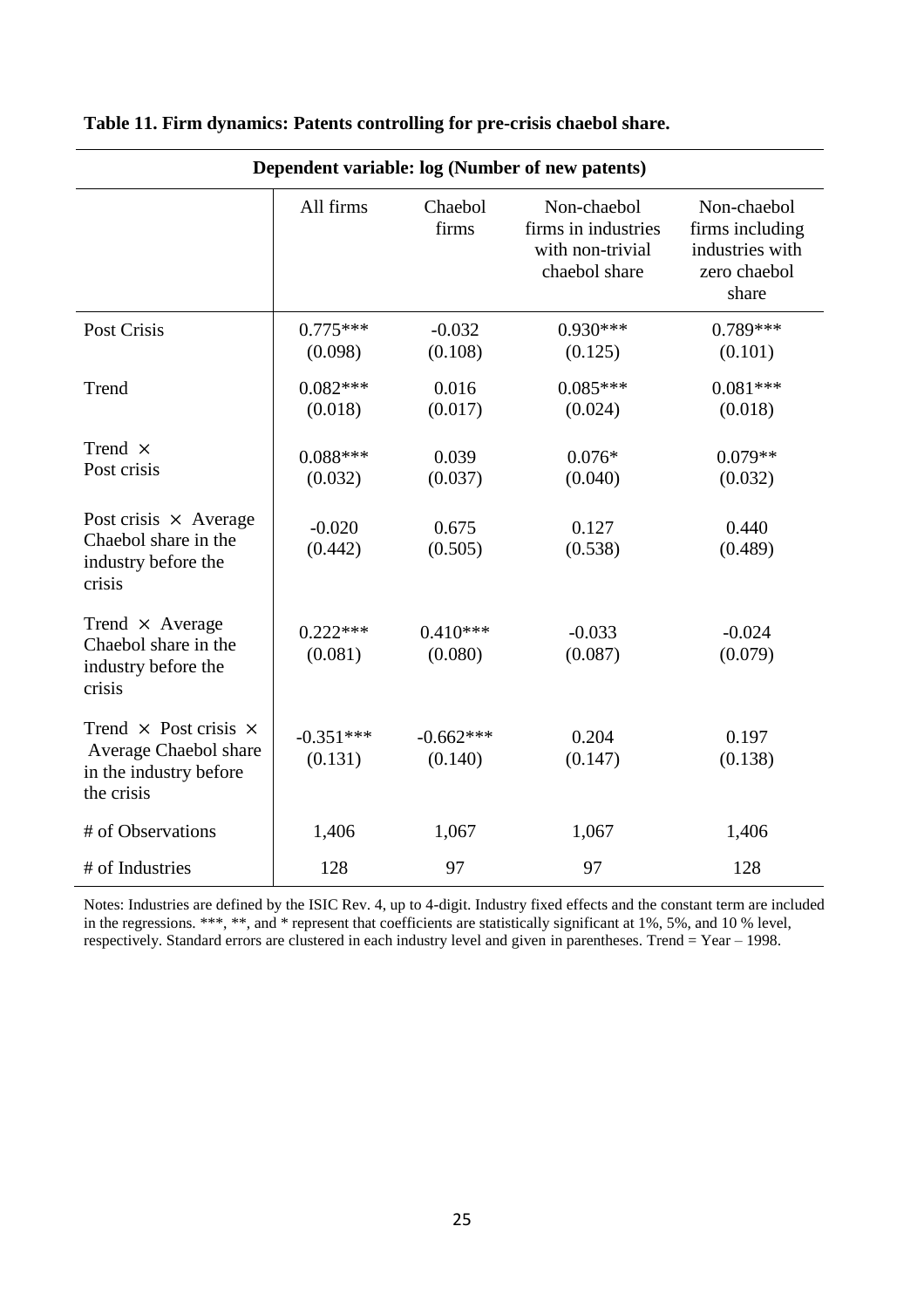**Table 11. Firm dynamics: Patents controlling for pre-crisis chaebol share.**

| Dependent variable: log (Number of new patents) | | | | |
|---|---|---|---|---|
| | All firms | Chaebol firms | Non-chaebol firms in industries with non-trivial chaebol share | Non-chaebol firms including industries with zero chaebol share |
| Post Crisis | 0.775***<br>(0.098) | -0.032<br>(0.108) | 0.930***<br>(0.125) | 0.789***<br>(0.101) |
| Trend | 0.082***<br>(0.018) | 0.016<br>(0.017) | 0.085***<br>(0.024) | 0.081***<br>(0.018) |
| Trend × Post crisis | 0.088***<br>(0.032) | 0.039<br>(0.037) | 0.076*<br>(0.040) | 0.079**<br>(0.032) |
| Post crisis × Average Chaebol share in the industry before the crisis | -0.020<br>(0.442) | 0.675<br>(0.505) | 0.127<br>(0.538) | 0.440<br>(0.489) |
| Trend × Average Chaebol share in the industry before the crisis | 0.222***<br>(0.081) | 0.410***<br>(0.080) | -0.033<br>(0.087) | -0.024<br>(0.079) |
| Trend × Post crisis × Average Chaebol share in the industry before the crisis | -0.351***<br>(0.131) | -0.662***<br>(0.140) | 0.204<br>(0.147) | 0.197<br>(0.138) |
| # of Observations | 1,406 | 1,067 | 1,067 | 1,406 |
| # of Industries | 128 | 97 | 97 | 128 |

Notes: Industries are defined by the ISIC Rev. 4, up to 4-digit. Industry fixed effects and the constant term are included in the regressions. ***, **, and * represent that coefficients are statistically significant at 1%, 5%, and 10 % level, respectively. Standard errors are clustered in each industry level and given in parentheses. Trend = Year – 1998.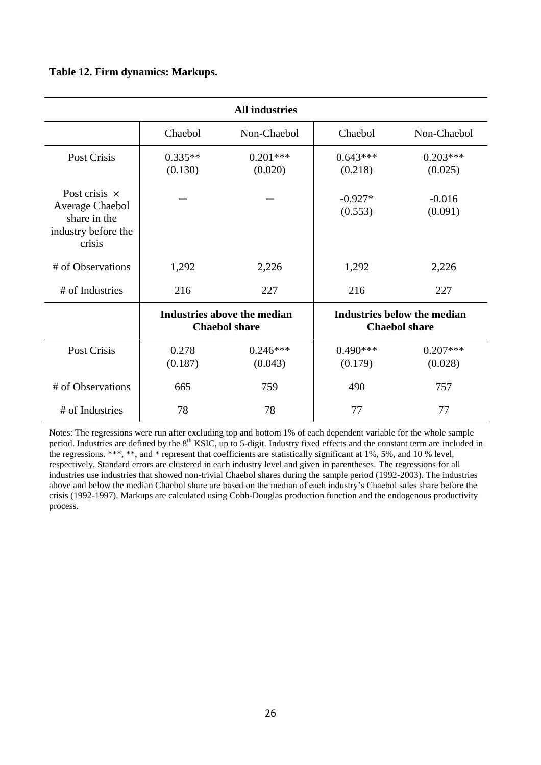**Table 12. Firm dynamics: Markups.**

| All industries | | | | |
|---|---|---|---|---|
| | Chaebol | Non-Chaebol | Chaebol | Non-Chaebol |
| Post Crisis | 0.335**<br>(0.130) | 0.201***<br>(0.020) | 0.643***<br>(0.218) | 0.203***<br>(0.025) |
| Post crisis × Average Chaebol share in the industry before the crisis | – | – | -0.927*<br>(0.553) | -0.016<br>(0.091) |
| # of Observations | 1,292 | 2,226 | 1,292 | 2,226 |
| # of Industries | 216 | 227 | 216 | 227 |
| | **Industries above the median Chaebol share** | | **Industries below the median Chaebol share** | |
| Post Crisis | 0.278<br>(0.187) | 0.246***<br>(0.043) | 0.490***<br>(0.179) | 0.207***<br>(0.028) |
| # of Observations | 665 | 759 | 490 | 757 |
| # of Industries | 78 | 78 | 77 | 77 |

Notes: The regressions were run after excluding top and bottom 1% of each dependent variable for the whole sample period. Industries are defined by the 8th KSIC, up to 5-digit. Industry fixed effects and the constant term are included in the regressions. ***, **, and * represent that coefficients are statistically significant at 1%, 5%, and 10 % level, respectively. Standard errors are clustered in each industry level and given in parentheses. The regressions for all industries use industries that showed non-trivial Chaebol shares during the sample period (1992-2003). The industries above and below the median Chaebol share are based on the median of each industry's Chaebol sales share before the crisis (1992-1997). Markups are calculated using Cobb-Douglas production function and the endogenous productivity process.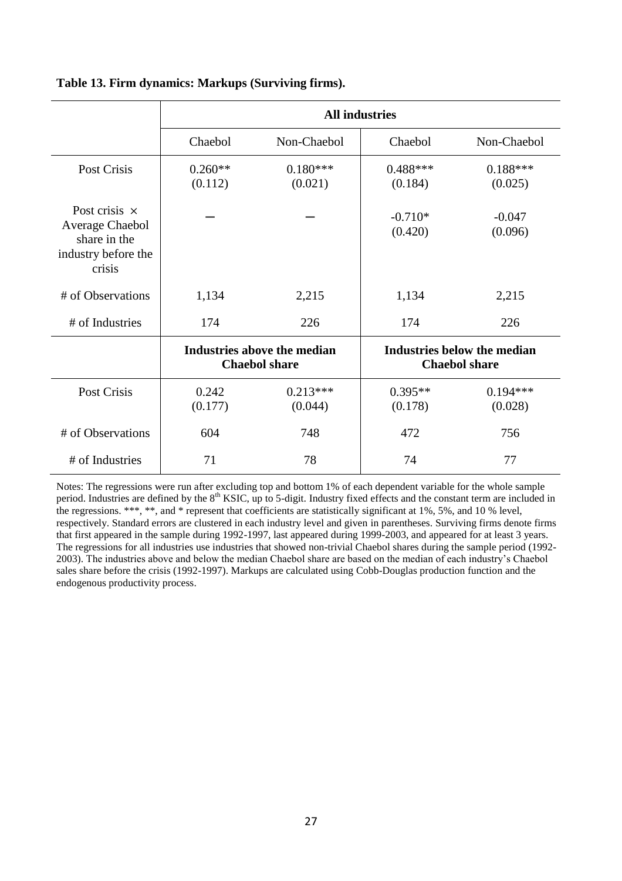**Table 13. Firm dynamics: Markups (Surviving firms).**

| | All industries | | | |
|---|---|---|---|---|
| | Chaebol | Non-Chaebol | Chaebol | Non-Chaebol |
| Post Crisis | 0.260** (0.112) | 0.180*** (0.021) | 0.488*** (0.184) | 0.188*** (0.025) |
| Post crisis × Average Chaebol share in the industry before the crisis | – | – | -0.710* (0.420) | -0.047 (0.096) |
| # of Observations | 1,134 | 2,215 | 1,134 | 2,215 |
| # of Industries | 174 | 226 | 174 | 226 |
| | **Industries above the median Chaebol share** | | **Industries below the median Chaebol share** | |
| Post Crisis | 0.242 (0.177) | 0.213*** (0.044) | 0.395** (0.178) | 0.194*** (0.028) |
| # of Observations | 604 | 748 | 472 | 756 |
| # of Industries | 71 | 78 | 74 | 77 |

Notes: The regressions were run after excluding top and bottom 1% of each dependent variable for the whole sample period. Industries are defined by the 8th KSIC, up to 5-digit. Industry fixed effects and the constant term are included in the regressions. ***, **, and * represent that coefficients are statistically significant at 1%, 5%, and 10 % level, respectively. Standard errors are clustered in each industry level and given in parentheses. Surviving firms denote firms that first appeared in the sample during 1992-1997, last appeared during 1999-2003, and appeared for at least 3 years. The regressions for all industries use industries that showed non-trivial Chaebol shares during the sample period (1992-2003). The industries above and below the median Chaebol share are based on the median of each industry's Chaebol sales share before the crisis (1992-1997). Markups are calculated using Cobb-Douglas production function and the endogenous productivity process.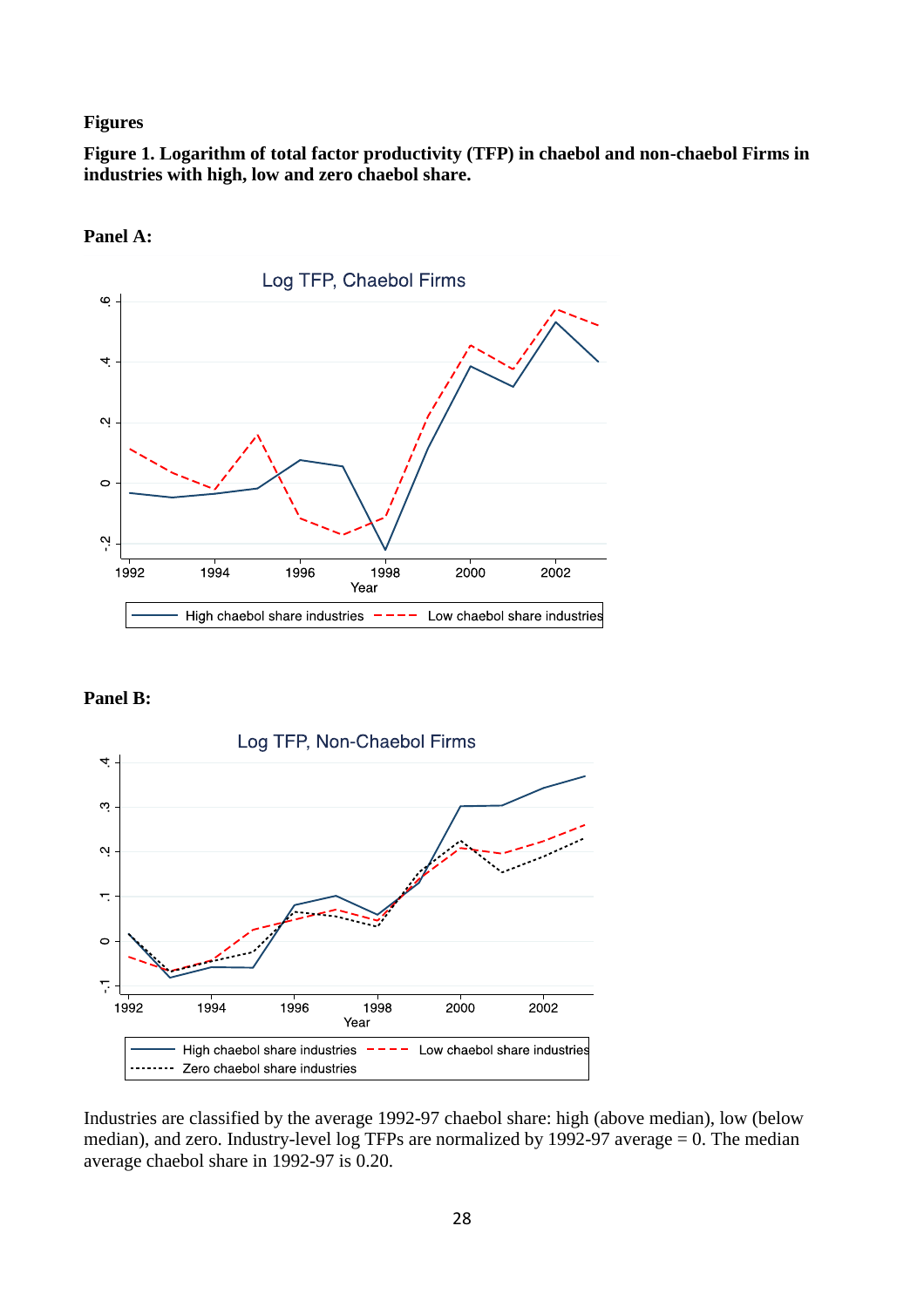**Figures**

**Figure 1. Logarithm of total factor productivity (TFP) in chaebol and non-chaebol Firms in industries with high, low and zero chaebol share.**

**Panel A:**

**Panel B:**

Industries are classified by the average 1992-97 chaebol share: high (above median), low (below median), and zero. Industry-level log TFPs are normalized by 1992-97 average = 0. The median average chaebol share in 1992-97 is 0.20.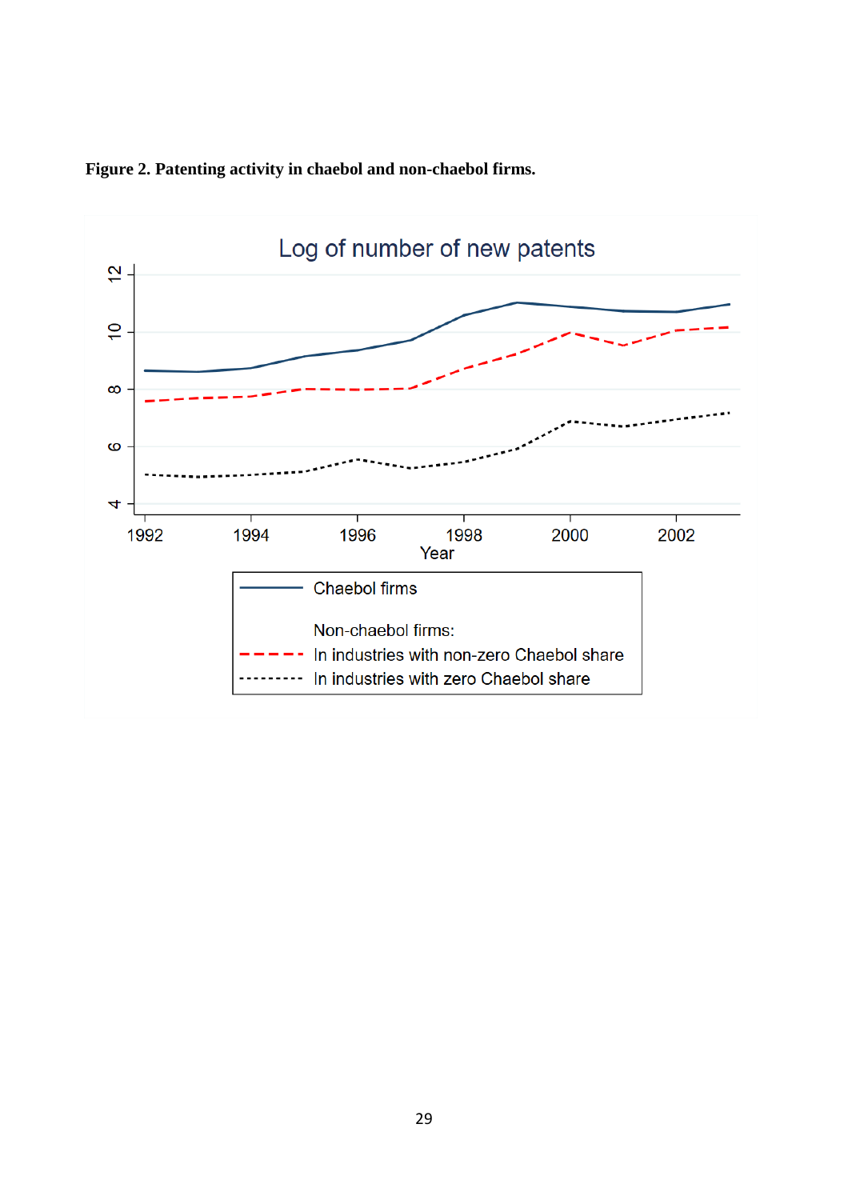**Figure 2. Patenting activity in chaebol and non-chaebol firms.**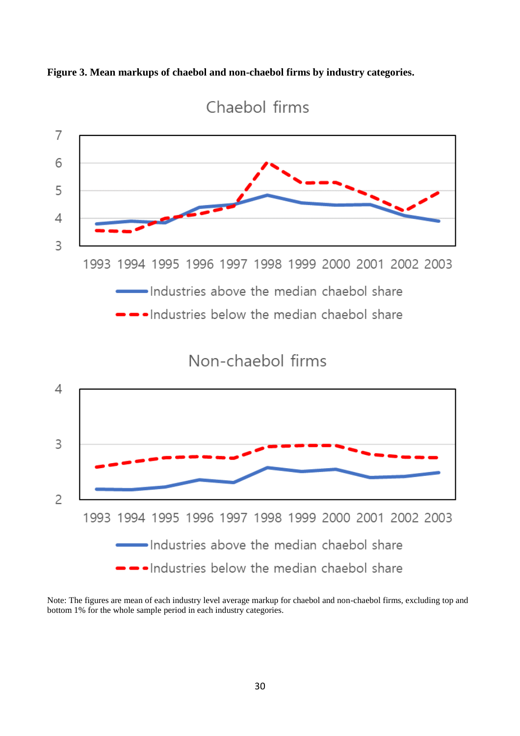**Figure 3. Mean markups of chaebol and non-chaebol firms by industry categories.**

Chaebol firms

7
6
5
4
3

1993 1994 1995 1996 1997 1998 1999 2000 2001 2002 2003

Industries above the median chaebol share

Industries below the median chaebol share

Non-chaebol firms

4
3
2

1993 1994 1995 1996 1997 1998 1999 2000 2001 2002 2003

Industries above the median chaebol share

Industries below the median chaebol share

Note: The figures are mean of each industry level average markup for chaebol and non-chaebol firms, excluding top and bottom 1% for the whole sample period in each industry categories.